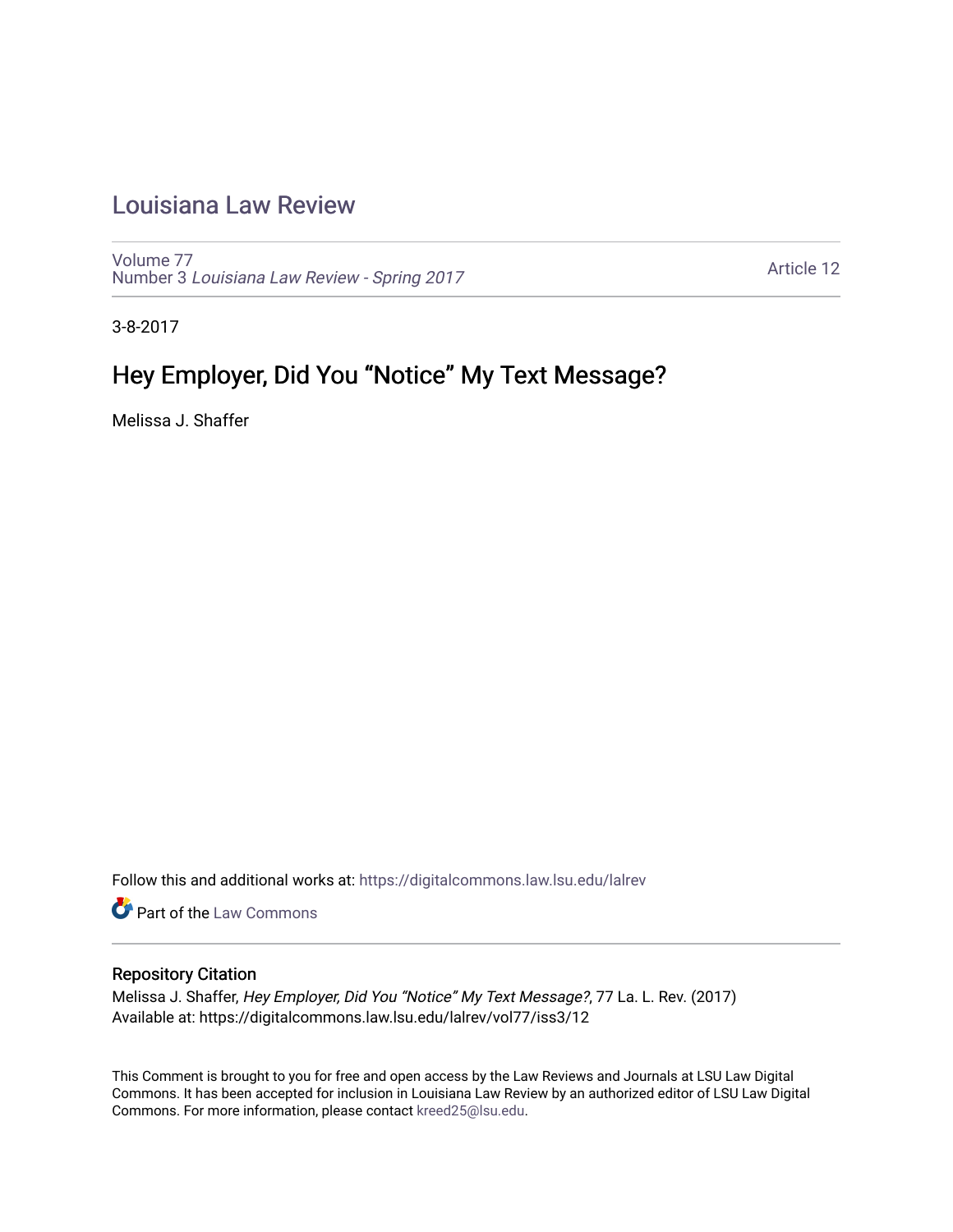# Louisiana Law Review

Volume 77
Number 3 *Louisiana Law Review - Spring 2017*

Article 12

3-8-2017

## Hey Employer, Did You "Notice" My Text Message?

Melissa J. Shaffer

Follow this and additional works at: https://digitalcommons.law.lsu.edu/lalrev

Part of the Law Commons

### Repository Citation

Melissa J. Shaffer, *Hey Employer, Did You "Notice" My Text Message?*, 77 La. L. Rev. (2017)
Available at: https://digitalcommons.law.lsu.edu/lalrev/vol77/iss3/12

This Comment is brought to you for free and open access by the Law Reviews and Journals at LSU Law Digital Commons. It has been accepted for inclusion in Louisiana Law Review by an authorized editor of LSU Law Digital Commons. For more information, please contact kreed25@lsu.edu.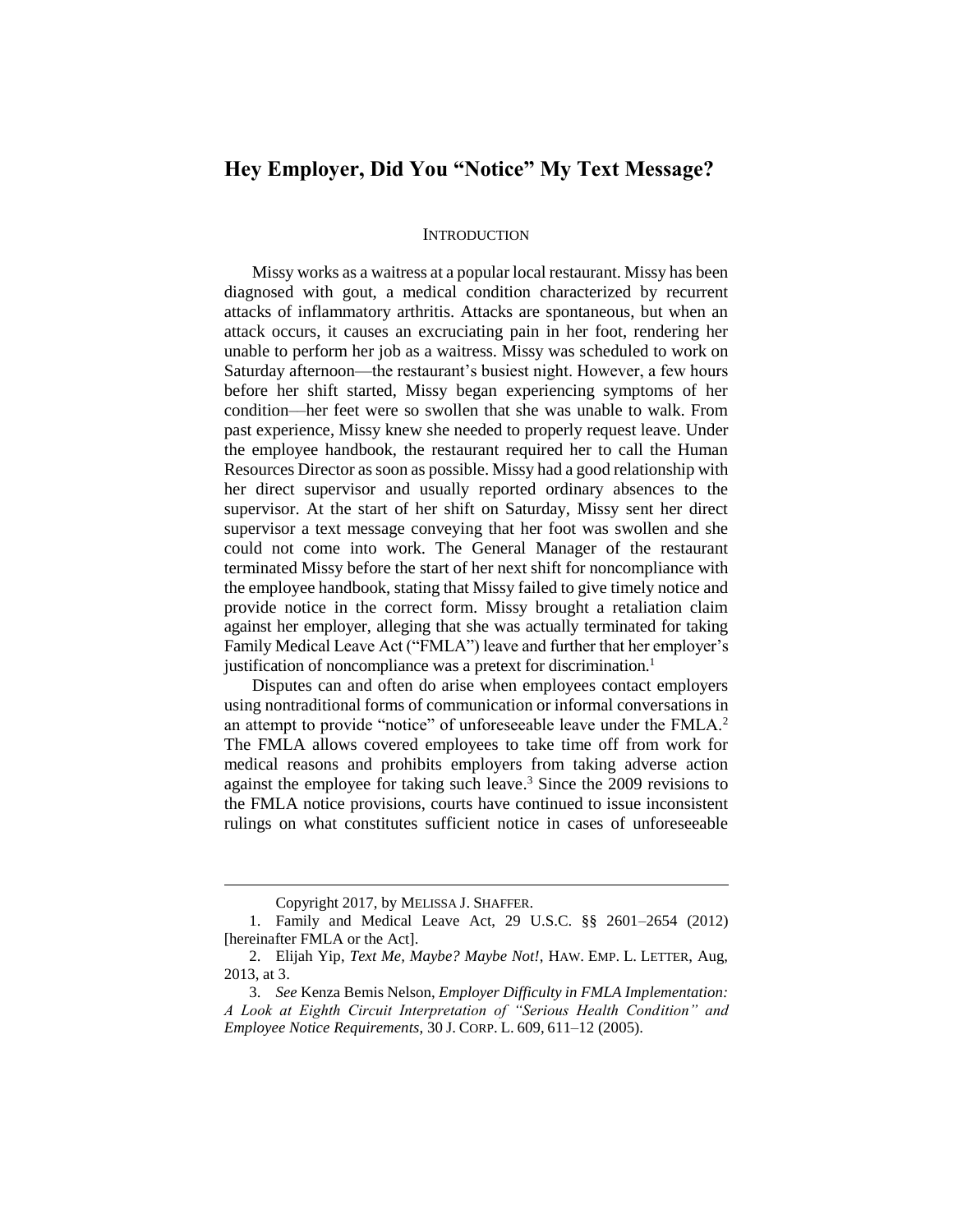# Hey Employer, Did You "Notice" My Text Message?

## INTRODUCTION

Missy works as a waitress at a popular local restaurant. Missy has been diagnosed with gout, a medical condition characterized by recurrent attacks of inflammatory arthritis. Attacks are spontaneous, but when an attack occurs, it causes an excruciating pain in her foot, rendering her unable to perform her job as a waitress. Missy was scheduled to work on Saturday afternoon—the restaurant's busiest night. However, a few hours before her shift started, Missy began experiencing symptoms of her condition—her feet were so swollen that she was unable to walk. From past experience, Missy knew she needed to properly request leave. Under the employee handbook, the restaurant required her to call the Human Resources Director as soon as possible. Missy had a good relationship with her direct supervisor and usually reported ordinary absences to the supervisor. At the start of her shift on Saturday, Missy sent her direct supervisor a text message conveying that her foot was swollen and she could not come into work. The General Manager of the restaurant terminated Missy before the start of her next shift for noncompliance with the employee handbook, stating that Missy failed to give timely notice and provide notice in the correct form. Missy brought a retaliation claim against her employer, alleging that she was actually terminated for taking Family Medical Leave Act ("FMLA") leave and further that her employer's justification of noncompliance was a pretext for discrimination.[1]

Disputes can and often do arise when employees contact employers using nontraditional forms of communication or informal conversations in an attempt to provide "notice" of unforeseeable leave under the FMLA.[2] The FMLA allows covered employees to take time off from work for medical reasons and prohibits employers from taking adverse action against the employee for taking such leave.[3] Since the 2009 revisions to the FMLA notice provisions, courts have continued to issue inconsistent rulings on what constitutes sufficient notice in cases of unforeseeable

---

Copyright 2017, by MELISSA J. SHAFFER.

1. Family and Medical Leave Act, 29 U.S.C. §§ 2601–2654 (2012) [hereinafter FMLA or the Act].

2. Elijah Yip, *Text Me, Maybe? Maybe Not!*, HAW. EMP. L. LETTER, Aug, 2013, at 3.

3. *See* Kenza Bemis Nelson, *Employer Difficulty in FMLA Implementation: A Look at Eighth Circuit Interpretation of "Serious Health Condition" and Employee Notice Requirements*, 30 J. CORP. L. 609, 611–12 (2005).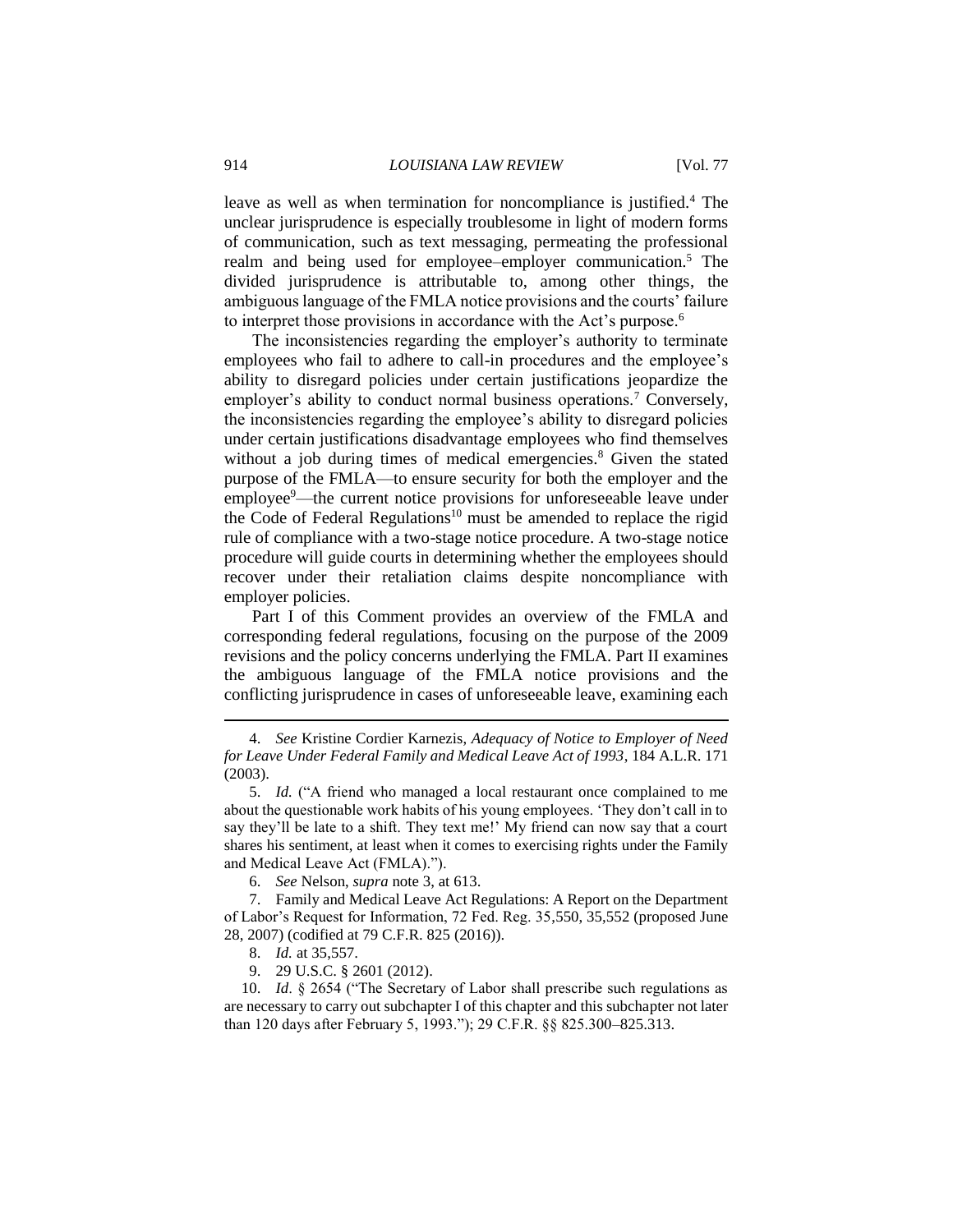leave as well as when termination for noncompliance is justified.[4] The unclear jurisprudence is especially troublesome in light of modern forms of communication, such as text messaging, permeating the professional realm and being used for employee–employer communication.[5] The divided jurisprudence is attributable to, among other things, the ambiguous language of the FMLA notice provisions and the courts' failure to interpret those provisions in accordance with the Act's purpose.[6]

The inconsistencies regarding the employer's authority to terminate employees who fail to adhere to call-in procedures and the employee's ability to disregard policies under certain justifications jeopardize the employer's ability to conduct normal business operations.[7] Conversely, the inconsistencies regarding the employee's ability to disregard policies under certain justifications disadvantage employees who find themselves without a job during times of medical emergencies.[8] Given the stated purpose of the FMLA—to ensure security for both the employer and the employee[9]—the current notice provisions for unforeseeable leave under the Code of Federal Regulations[10] must be amended to replace the rigid rule of compliance with a two-stage notice procedure. A two-stage notice procedure will guide courts in determining whether the employees should recover under their retaliation claims despite noncompliance with employer policies.

Part I of this Comment provides an overview of the FMLA and corresponding federal regulations, focusing on the purpose of the 2009 revisions and the policy concerns underlying the FMLA. Part II examines the ambiguous language of the FMLA notice provisions and the conflicting jurisprudence in cases of unforeseeable leave, examining each

---

4. *See* Kristine Cordier Karnezis, *Adequacy of Notice to Employer of Need for Leave Under Federal Family and Medical Leave Act of 1993*, 184 A.L.R. 171 (2003).

5. *Id.* ("A friend who managed a local restaurant once complained to me about the questionable work habits of his young employees. 'They don't call in to say they'll be late to a shift. They text me!' My friend can now say that a court shares his sentiment, at least when it comes to exercising rights under the Family and Medical Leave Act (FMLA).").

6. *See* Nelson, *supra* note 3, at 613.

7. Family and Medical Leave Act Regulations: A Report on the Department of Labor's Request for Information, 72 Fed. Reg. 35,550, 35,552 (proposed June 28, 2007) (codified at 79 C.F.R. 825 (2016)).

8. *Id.* at 35,557.

9. 29 U.S.C. § 2601 (2012).

10. *Id*. § 2654 ("The Secretary of Labor shall prescribe such regulations as are necessary to carry out subchapter I of this chapter and this subchapter not later than 120 days after February 5, 1993."); 29 C.F.R. §§ 825.300–825.313.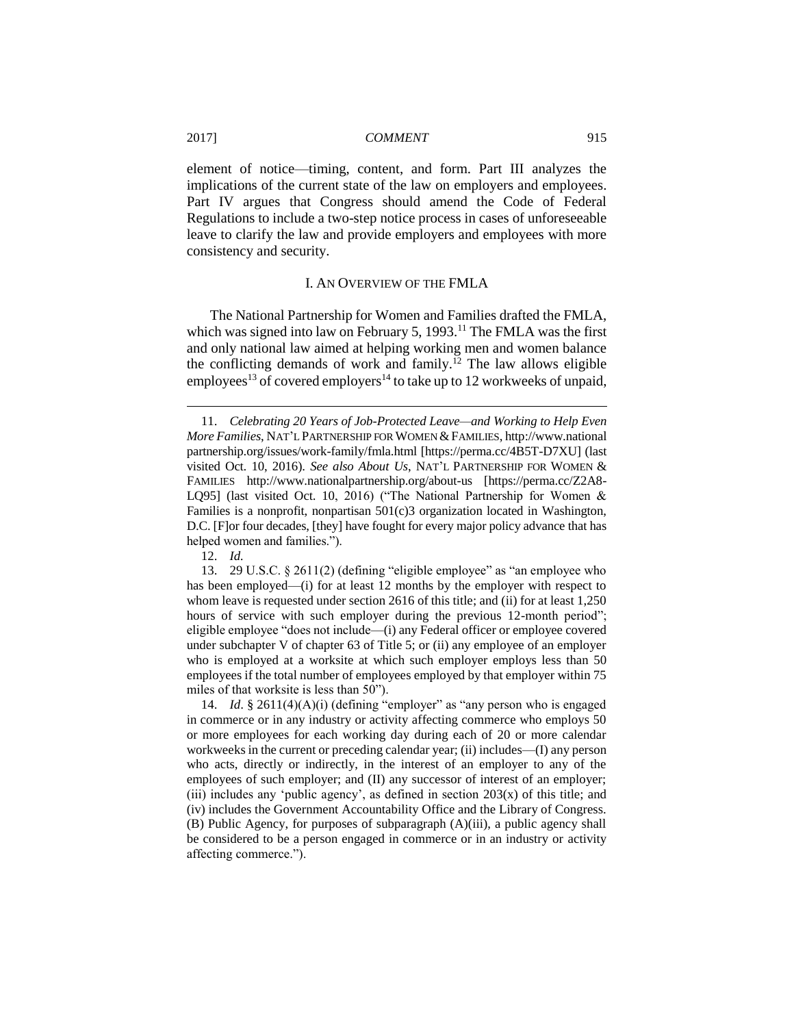element of notice—timing, content, and form. Part III analyzes the implications of the current state of the law on employers and employees. Part IV argues that Congress should amend the Code of Federal Regulations to include a two-step notice process in cases of unforeseeable leave to clarify the law and provide employers and employees with more consistency and security.

## I. AN OVERVIEW OF THE FMLA

The National Partnership for Women and Families drafted the FMLA, which was signed into law on February 5, 1993.[11] The FMLA was the first and only national law aimed at helping working men and women balance the conflicting demands of work and family.[12] The law allows eligible employees[13] of covered employers[14] to take up to 12 workweeks of unpaid,

---

11. *Celebrating 20 Years of Job-Protected Leave—and Working to Help Even More Families*, NAT'L PARTNERSHIP FOR WOMEN & FAMILIES, http://www.nationalpartnership.org/issues/work-family/fmla.html [https://perma.cc/4B5T-D7XU] (last visited Oct. 10, 2016). *See also About Us*, NAT'L PARTNERSHIP FOR WOMEN & FAMILIES http://www.nationalpartnership.org/about-us [https://perma.cc/Z2A8-LQ95] (last visited Oct. 10, 2016) ("The National Partnership for Women & Families is a nonprofit, nonpartisan 501(c)3 organization located in Washington, D.C. [F]or four decades, [they] have fought for every major policy advance that has helped women and families.").

12. *Id.*

13. 29 U.S.C. § 2611(2) (defining "eligible employee" as "an employee who has been employed—(i) for at least 12 months by the employer with respect to whom leave is requested under section 2616 of this title; and (ii) for at least 1,250 hours of service with such employer during the previous 12-month period"; eligible employee "does not include—(i) any Federal officer or employee covered under subchapter V of chapter 63 of Title 5; or (ii) any employee of an employer who is employed at a worksite at which such employer employs less than 50 employees if the total number of employees employed by that employer within 75 miles of that worksite is less than 50").

14. *Id.* § 2611(4)(A)(i) (defining "employer" as "any person who is engaged in commerce or in any industry or activity affecting commerce who employs 50 or more employees for each working day during each of 20 or more calendar workweeks in the current or preceding calendar year; (ii) includes—(I) any person who acts, directly or indirectly, in the interest of an employer to any of the employees of such employer; and (II) any successor of interest of an employer; (iii) includes any 'public agency', as defined in section 203(x) of this title; and (iv) includes the Government Accountability Office and the Library of Congress. (B) Public Agency, for purposes of subparagraph (A)(iii), a public agency shall be considered to be a person engaged in commerce or in an industry or activity affecting commerce.").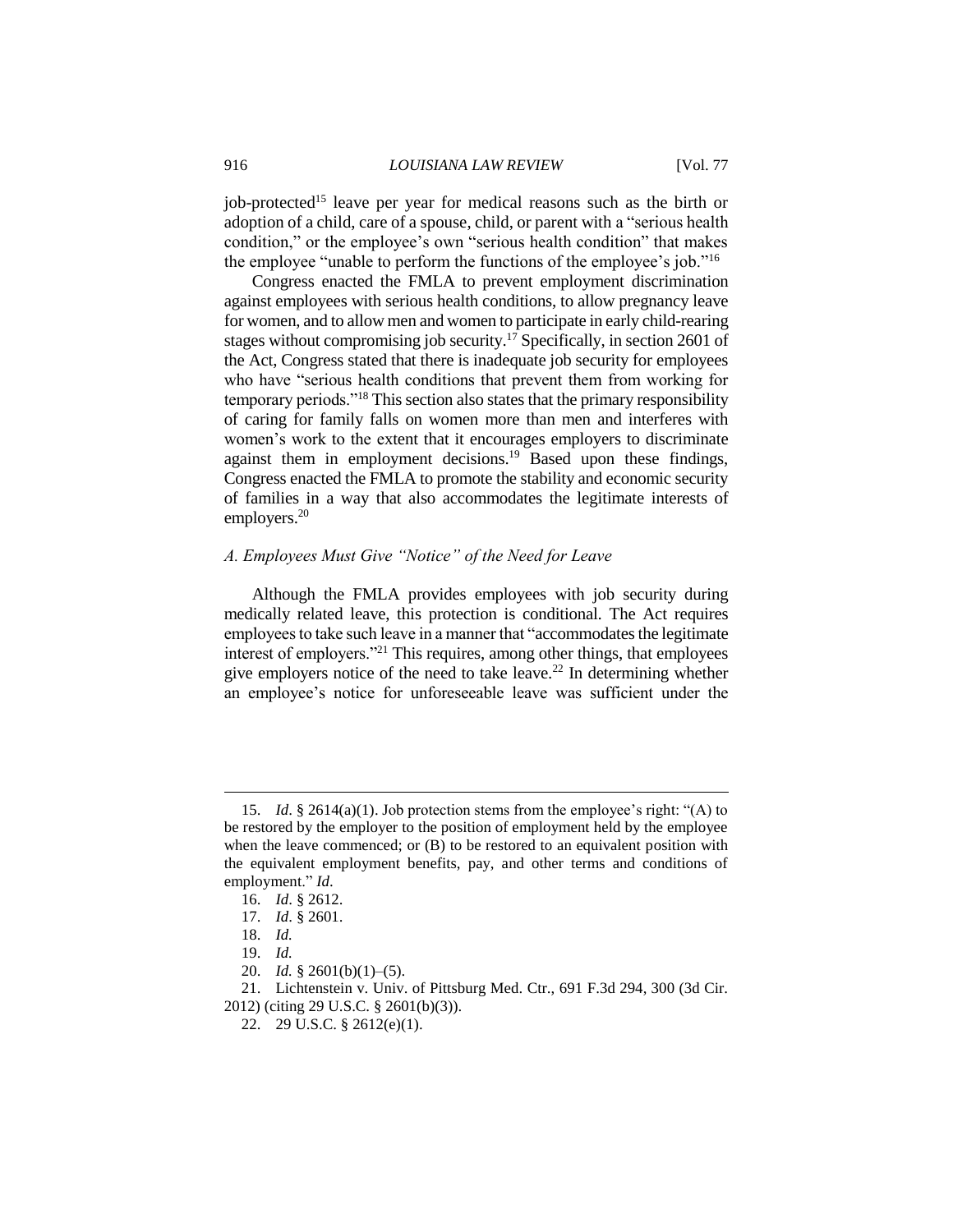job-protected[15] leave per year for medical reasons such as the birth or adoption of a child, care of a spouse, child, or parent with a "serious health condition," or the employee's own "serious health condition" that makes the employee "unable to perform the functions of the employee's job."[16]

Congress enacted the FMLA to prevent employment discrimination against employees with serious health conditions, to allow pregnancy leave for women, and to allow men and women to participate in early child-rearing stages without compromising job security.[17] Specifically, in section 2601 of the Act, Congress stated that there is inadequate job security for employees who have "serious health conditions that prevent them from working for temporary periods."[18] This section also states that the primary responsibility of caring for family falls on women more than men and interferes with women's work to the extent that it encourages employers to discriminate against them in employment decisions.[19] Based upon these findings, Congress enacted the FMLA to promote the stability and economic security of families in a way that also accommodates the legitimate interests of employers.[20]

### *A. Employees Must Give "Notice" of the Need for Leave*

Although the FMLA provides employees with job security during medically related leave, this protection is conditional. The Act requires employees to take such leave in a manner that "accommodates the legitimate interest of employers."[21] This requires, among other things, that employees give employers notice of the need to take leave.[22] In determining whether an employee's notice for unforeseeable leave was sufficient under the

---

15. *Id*. § 2614(a)(1). Job protection stems from the employee's right: "(A) to be restored by the employer to the position of employment held by the employee when the leave commenced; or (B) to be restored to an equivalent position with the equivalent employment benefits, pay, and other terms and conditions of employment." *Id*.

16. *Id*. § 2612.

17. *Id*. § 2601.

18. *Id.*

19. *Id.*

20. *Id.* § 2601(b)(1)–(5).

21. Lichtenstein v. Univ. of Pittsburg Med. Ctr., 691 F.3d 294, 300 (3d Cir. 2012) (citing 29 U.S.C. § 2601(b)(3)).

22. 29 U.S.C. § 2612(e)(1).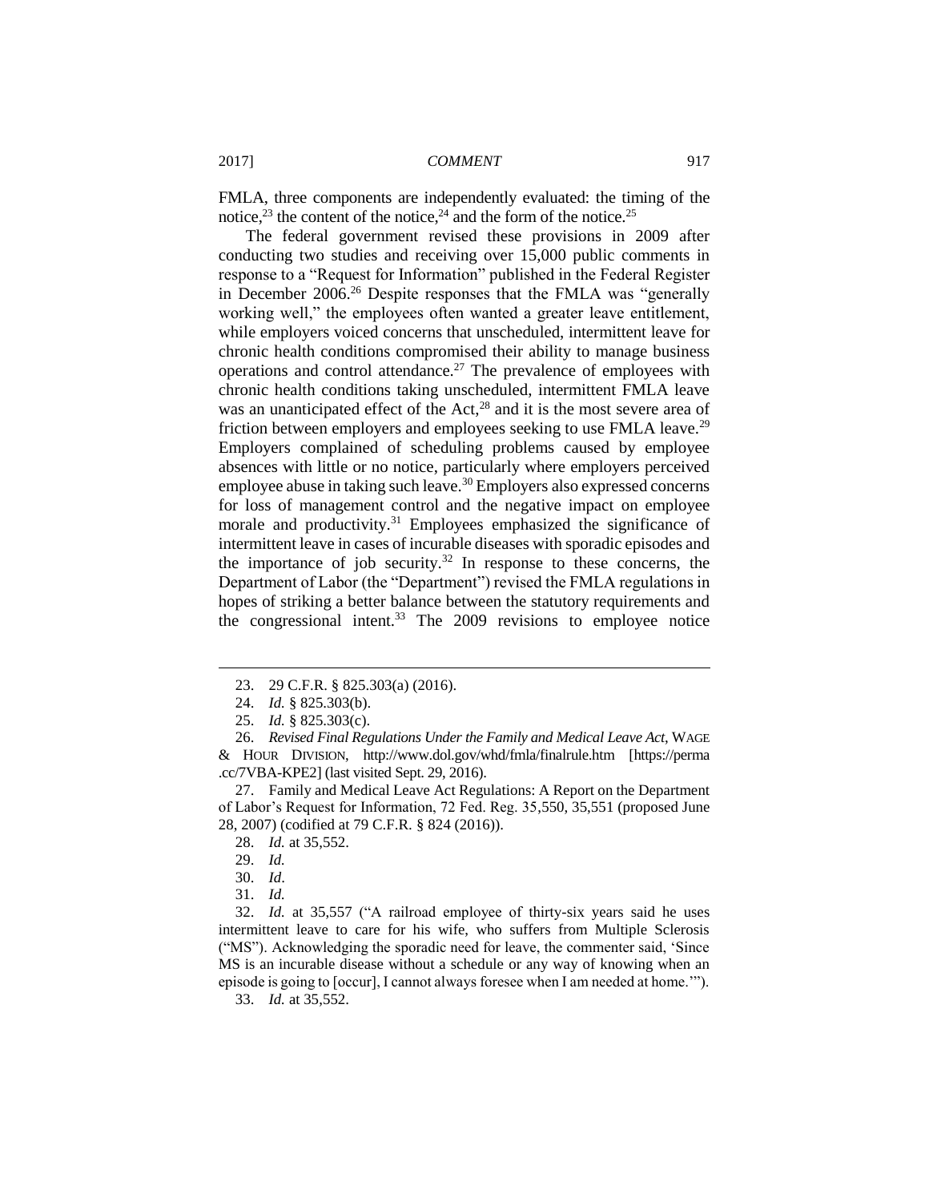FMLA, three components are independently evaluated: the timing of the notice,[23] the content of the notice,[24] and the form of the notice.[25]

The federal government revised these provisions in 2009 after conducting two studies and receiving over 15,000 public comments in response to a "Request for Information" published in the Federal Register in December 2006.[26] Despite responses that the FMLA was "generally working well," the employees often wanted a greater leave entitlement, while employers voiced concerns that unscheduled, intermittent leave for chronic health conditions compromised their ability to manage business operations and control attendance.[27] The prevalence of employees with chronic health conditions taking unscheduled, intermittent FMLA leave was an unanticipated effect of the Act,[28] and it is the most severe area of friction between employers and employees seeking to use FMLA leave.[29] Employers complained of scheduling problems caused by employee absences with little or no notice, particularly where employers perceived employee abuse in taking such leave.[30] Employers also expressed concerns for loss of management control and the negative impact on employee morale and productivity.[31] Employees emphasized the significance of intermittent leave in cases of incurable diseases with sporadic episodes and the importance of job security.[32] In response to these concerns, the Department of Labor (the "Department") revised the FMLA regulations in hopes of striking a better balance between the statutory requirements and the congressional intent.[33] The 2009 revisions to employee notice

---

23. 29 C.F.R. § 825.303(a) (2016).

24. *Id.* § 825.303(b).

25. *Id.* § 825.303(c).

26. *Revised Final Regulations Under the Family and Medical Leave Act*, WAGE & HOUR DIVISION, http://www.dol.gov/whd/fmla/finalrule.htm [https://perma.cc/7VBA-KPE2] (last visited Sept. 29, 2016).

27. Family and Medical Leave Act Regulations: A Report on the Department of Labor's Request for Information, 72 Fed. Reg. 35,550, 35,551 (proposed June 28, 2007) (codified at 79 C.F.R. § 824 (2016)).

28. *Id.* at 35,552.

29. *Id.*

30. *Id*.

31. *Id.*

32. *Id.* at 35,557 ("A railroad employee of thirty-six years said he uses intermittent leave to care for his wife, who suffers from Multiple Sclerosis ("MS"). Acknowledging the sporadic need for leave, the commenter said, 'Since MS is an incurable disease without a schedule or any way of knowing when an episode is going to [occur], I cannot always foresee when I am needed at home.'").

33. *Id.* at 35,552.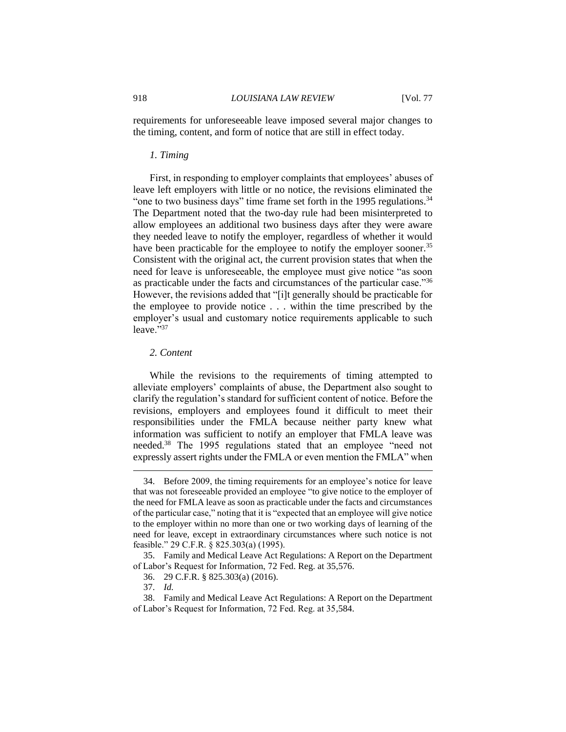requirements for unforeseeable leave imposed several major changes to the timing, content, and form of notice that are still in effect today.

### *1. Timing*

First, in responding to employer complaints that employees' abuses of leave left employers with little or no notice, the revisions eliminated the "one to two business days" time frame set forth in the 1995 regulations.[34] The Department noted that the two-day rule had been misinterpreted to allow employees an additional two business days after they were aware they needed leave to notify the employer, regardless of whether it would have been practicable for the employee to notify the employer sooner.[35] Consistent with the original act, the current provision states that when the need for leave is unforeseeable, the employee must give notice "as soon as practicable under the facts and circumstances of the particular case."[36] However, the revisions added that "[i]t generally should be practicable for the employee to provide notice . . . within the time prescribed by the employer's usual and customary notice requirements applicable to such leave."[37]

### *2. Content*

While the revisions to the requirements of timing attempted to alleviate employers' complaints of abuse, the Department also sought to clarify the regulation's standard for sufficient content of notice. Before the revisions, employers and employees found it difficult to meet their responsibilities under the FMLA because neither party knew what information was sufficient to notify an employer that FMLA leave was needed.[38] The 1995 regulations stated that an employee "need not expressly assert rights under the FMLA or even mention the FMLA" when

---

34. Before 2009, the timing requirements for an employee's notice for leave that was not foreseeable provided an employee "to give notice to the employer of the need for FMLA leave as soon as practicable under the facts and circumstances of the particular case," noting that it is "expected that an employee will give notice to the employer within no more than one or two working days of learning of the need for leave, except in extraordinary circumstances where such notice is not feasible." 29 C.F.R. § 825.303(a) (1995).

35. Family and Medical Leave Act Regulations: A Report on the Department of Labor's Request for Information, 72 Fed. Reg. at 35,576.

36. 29 C.F.R. § 825.303(a) (2016).

37. *Id.*

38. Family and Medical Leave Act Regulations: A Report on the Department of Labor's Request for Information, 72 Fed. Reg. at 35,584.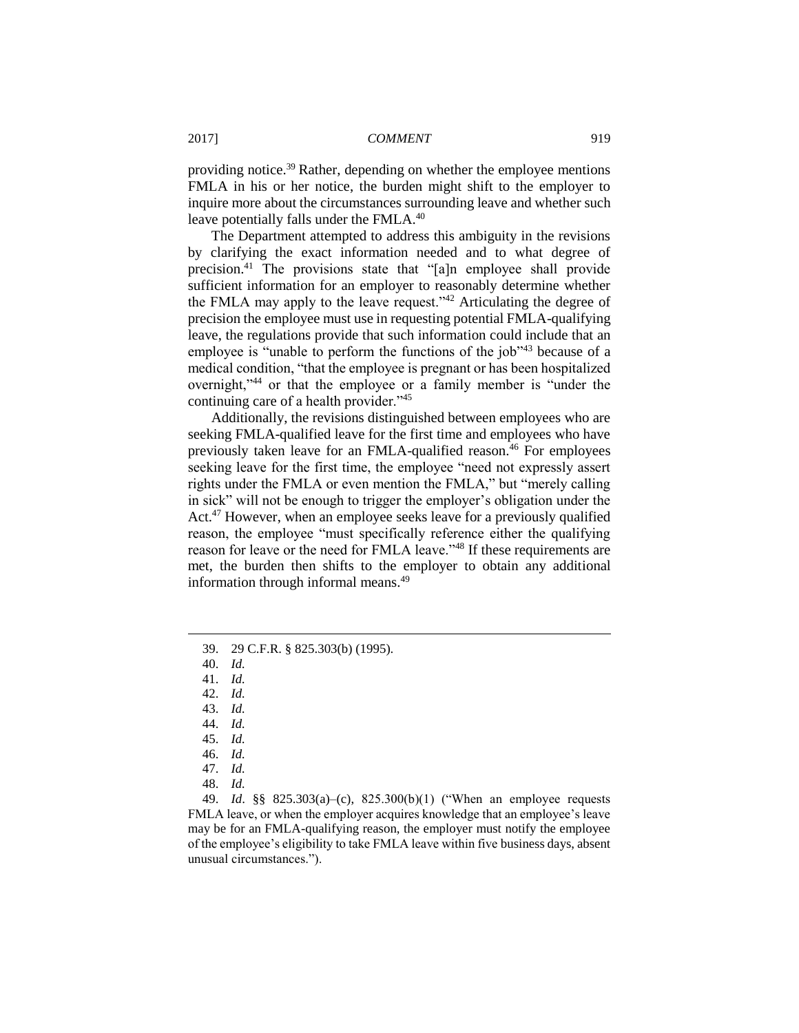providing notice.[39] Rather, depending on whether the employee mentions FMLA in his or her notice, the burden might shift to the employer to inquire more about the circumstances surrounding leave and whether such leave potentially falls under the FMLA.[40]

The Department attempted to address this ambiguity in the revisions by clarifying the exact information needed and to what degree of precision.[41] The provisions state that "[a]n employee shall provide sufficient information for an employer to reasonably determine whether the FMLA may apply to the leave request."[42] Articulating the degree of precision the employee must use in requesting potential FMLA-qualifying leave, the regulations provide that such information could include that an employee is "unable to perform the functions of the job"[43] because of a medical condition, "that the employee is pregnant or has been hospitalized overnight,"[44] or that the employee or a family member is "under the continuing care of a health provider."[45]

Additionally, the revisions distinguished between employees who are seeking FMLA-qualified leave for the first time and employees who have previously taken leave for an FMLA-qualified reason.[46] For employees seeking leave for the first time, the employee "need not expressly assert rights under the FMLA or even mention the FMLA," but "merely calling in sick" will not be enough to trigger the employer's obligation under the Act.[47] However, when an employee seeks leave for a previously qualified reason, the employee "must specifically reference either the qualifying reason for leave or the need for FMLA leave."[48] If these requirements are met, the burden then shifts to the employer to obtain any additional information through informal means.[49]

---

39. 29 C.F.R. § 825.303(b) (1995).

40. *Id.*

41. *Id.*

42. *Id.*

43. *Id.*

44. *Id.*

45. *Id.*

46. *Id.*

47. *Id.*

48. *Id.*

49. *Id*. §§ 825.303(a)–(c), 825.300(b)(1) ("When an employee requests FMLA leave, or when the employer acquires knowledge that an employee's leave may be for an FMLA-qualifying reason, the employer must notify the employee of the employee's eligibility to take FMLA leave within five business days, absent unusual circumstances.").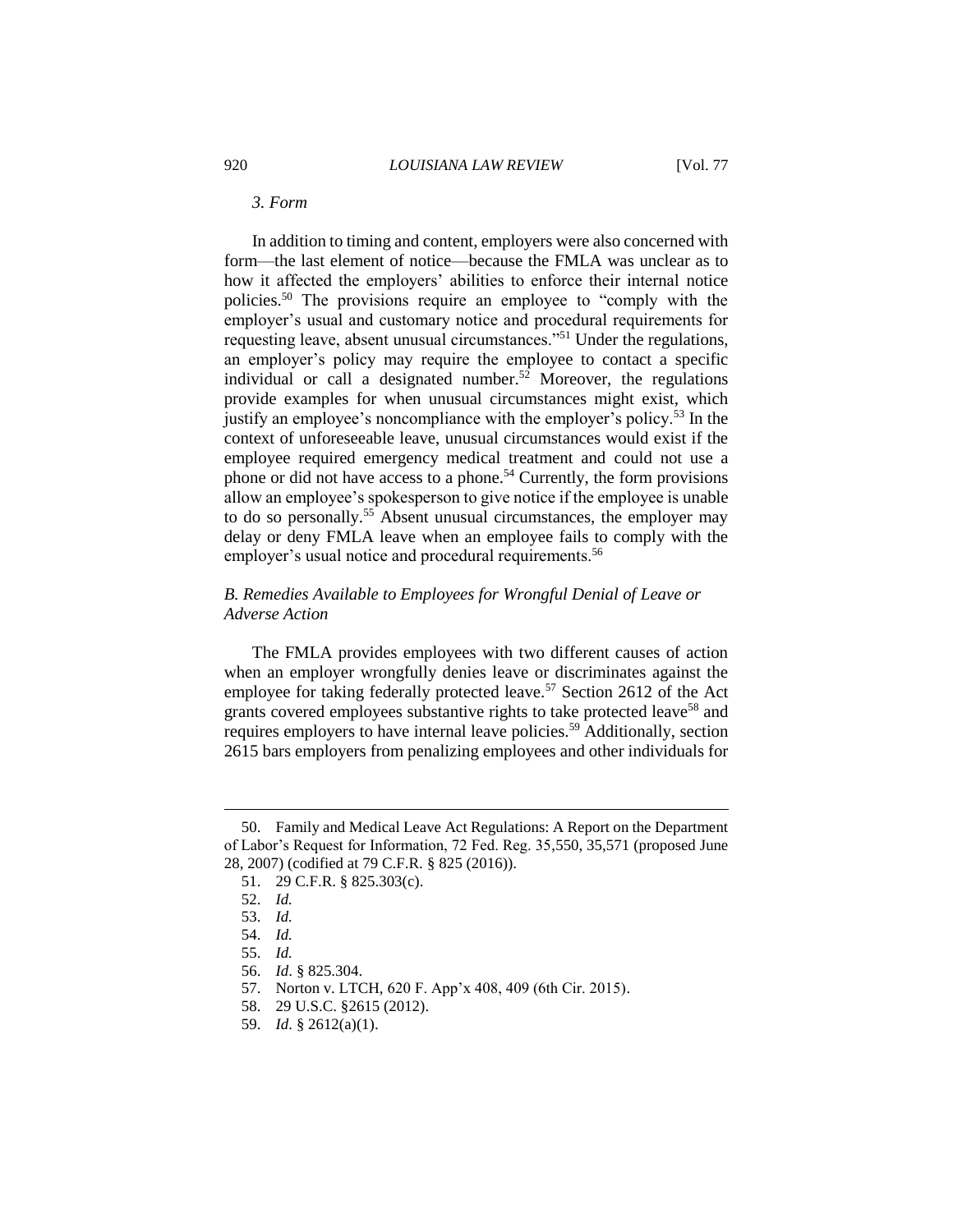### *3. Form*

In addition to timing and content, employers were also concerned with form—the last element of notice—because the FMLA was unclear as to how it affected the employers' abilities to enforce their internal notice policies.[50] The provisions require an employee to "comply with the employer's usual and customary notice and procedural requirements for requesting leave, absent unusual circumstances."[51] Under the regulations, an employer's policy may require the employee to contact a specific individual or call a designated number.[52] Moreover, the regulations provide examples for when unusual circumstances might exist, which justify an employee's noncompliance with the employer's policy.[53] In the context of unforeseeable leave, unusual circumstances would exist if the employee required emergency medical treatment and could not use a phone or did not have access to a phone.[54] Currently, the form provisions allow an employee's spokesperson to give notice if the employee is unable to do so personally.[55] Absent unusual circumstances, the employer may delay or deny FMLA leave when an employee fails to comply with the employer's usual notice and procedural requirements.[56]

## *B. Remedies Available to Employees for Wrongful Denial of Leave or Adverse Action*

The FMLA provides employees with two different causes of action when an employer wrongfully denies leave or discriminates against the employee for taking federally protected leave.[57] Section 2612 of the Act grants covered employees substantive rights to take protected leave[58] and requires employers to have internal leave policies.[59] Additionally, section 2615 bars employers from penalizing employees and other individuals for

---

50. Family and Medical Leave Act Regulations: A Report on the Department of Labor's Request for Information, 72 Fed. Reg. 35,550, 35,571 (proposed June 28, 2007) (codified at 79 C.F.R. § 825 (2016)).

51. 29 C.F.R. § 825.303(c).

52. *Id.*

53. *Id.*

54. *Id.*

55. *Id.*

56. *Id*. § 825.304.

57. Norton v. LTCH, 620 F. App'x 408, 409 (6th Cir. 2015).

58. 29 U.S.C. §2615 (2012).

59. *Id*. § 2612(a)(1).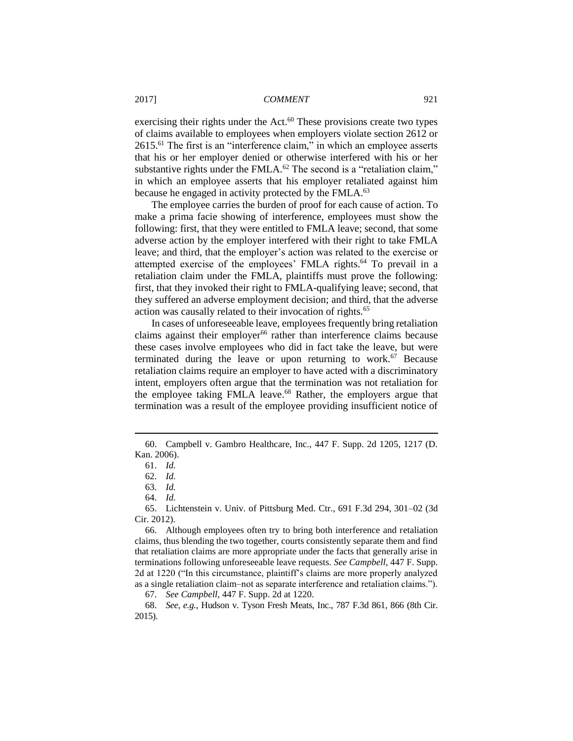exercising their rights under the Act.[60] These provisions create two types of claims available to employees when employers violate section 2612 or 2615.[61] The first is an "interference claim," in which an employee asserts that his or her employer denied or otherwise interfered with his or her substantive rights under the FMLA.[62] The second is a "retaliation claim," in which an employee asserts that his employer retaliated against him because he engaged in activity protected by the FMLA.[63]

The employee carries the burden of proof for each cause of action. To make a prima facie showing of interference, employees must show the following: first, that they were entitled to FMLA leave; second, that some adverse action by the employer interfered with their right to take FMLA leave; and third, that the employer's action was related to the exercise or attempted exercise of the employees' FMLA rights.[64] To prevail in a retaliation claim under the FMLA, plaintiffs must prove the following: first, that they invoked their right to FMLA-qualifying leave; second, that they suffered an adverse employment decision; and third, that the adverse action was causally related to their invocation of rights.[65]

In cases of unforeseeable leave, employees frequently bring retaliation claims against their employer[66] rather than interference claims because these cases involve employees who did in fact take the leave, but were terminated during the leave or upon returning to work.[67] Because retaliation claims require an employer to have acted with a discriminatory intent, employers often argue that the termination was not retaliation for the employee taking FMLA leave.[68] Rather, the employers argue that termination was a result of the employee providing insufficient notice of

---

60. Campbell v. Gambro Healthcare, Inc., 447 F. Supp. 2d 1205, 1217 (D. Kan. 2006).

61. *Id.*

62. *Id.*

63. *Id.*

64. *Id.*

65. Lichtenstein v. Univ. of Pittsburg Med. Ctr., 691 F.3d 294, 301–02 (3d Cir. 2012).

66. Although employees often try to bring both interference and retaliation claims, thus blending the two together, courts consistently separate them and find that retaliation claims are more appropriate under the facts that generally arise in terminations following unforeseeable leave requests. *See Campbell*, 447 F. Supp. 2d at 1220 ("In this circumstance, plaintiff's claims are more properly analyzed as a single retaliation claim–not as separate interference and retaliation claims.").

67. *See Campbell*, 447 F. Supp. 2d at 1220.

68. *See, e.g.*, Hudson v. Tyson Fresh Meats, Inc., 787 F.3d 861, 866 (8th Cir. 2015).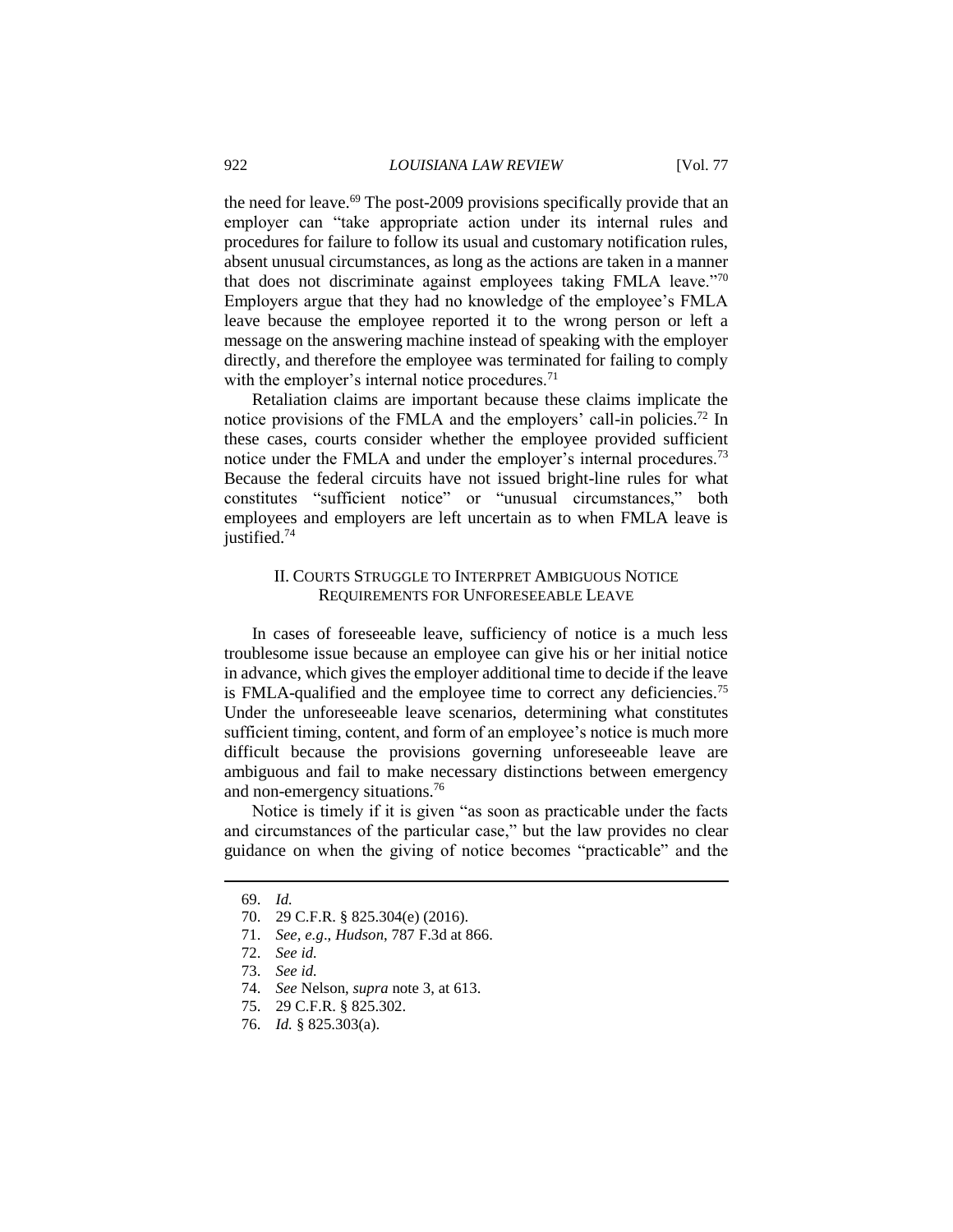the need for leave.[69] The post-2009 provisions specifically provide that an employer can "take appropriate action under its internal rules and procedures for failure to follow its usual and customary notification rules, absent unusual circumstances, as long as the actions are taken in a manner that does not discriminate against employees taking FMLA leave."[70] Employers argue that they had no knowledge of the employee's FMLA leave because the employee reported it to the wrong person or left a message on the answering machine instead of speaking with the employer directly, and therefore the employee was terminated for failing to comply with the employer's internal notice procedures.[71]

Retaliation claims are important because these claims implicate the notice provisions of the FMLA and the employers' call-in policies.[72] In these cases, courts consider whether the employee provided sufficient notice under the FMLA and under the employer's internal procedures.[73] Because the federal circuits have not issued bright-line rules for what constitutes "sufficient notice" or "unusual circumstances," both employees and employers are left uncertain as to when FMLA leave is justified.[74]

## II. Courts Struggle to Interpret Ambiguous Notice Requirements for Unforeseeable Leave

In cases of foreseeable leave, sufficiency of notice is a much less troublesome issue because an employee can give his or her initial notice in advance, which gives the employer additional time to decide if the leave is FMLA-qualified and the employee time to correct any deficiencies.[75] Under the unforeseeable leave scenarios, determining what constitutes sufficient timing, content, and form of an employee's notice is much more difficult because the provisions governing unforeseeable leave are ambiguous and fail to make necessary distinctions between emergency and non-emergency situations.[76]

Notice is timely if it is given "as soon as practicable under the facts and circumstances of the particular case," but the law provides no clear guidance on when the giving of notice becomes "practicable" and the

---

69. *Id.*

70. 29 C.F.R. § 825.304(e) (2016).

71. *See, e.g.*, *Hudson*, 787 F.3d at 866.

72. *See id.*

73. *See id.*

74. *See* Nelson, *supra* note 3, at 613.

75. 29 C.F.R. § 825.302.

76. *Id.* § 825.303(a).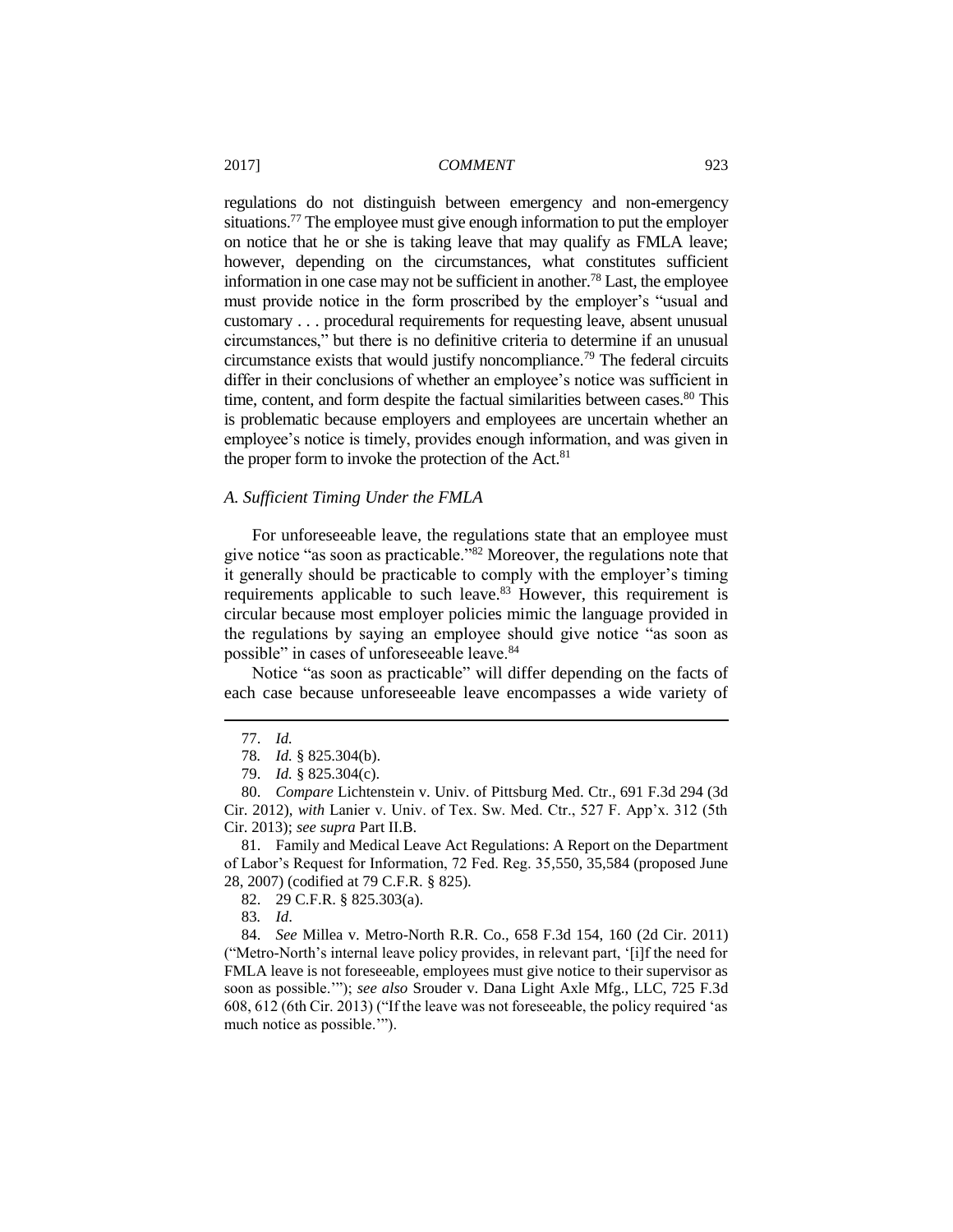regulations do not distinguish between emergency and non-emergency situations.[77] The employee must give enough information to put the employer on notice that he or she is taking leave that may qualify as FMLA leave; however, depending on the circumstances, what constitutes sufficient information in one case may not be sufficient in another.[78] Last, the employee must provide notice in the form proscribed by the employer's "usual and customary . . . procedural requirements for requesting leave, absent unusual circumstances," but there is no definitive criteria to determine if an unusual circumstance exists that would justify noncompliance.[79] The federal circuits differ in their conclusions of whether an employee's notice was sufficient in time, content, and form despite the factual similarities between cases.[80] This is problematic because employers and employees are uncertain whether an employee's notice is timely, provides enough information, and was given in the proper form to invoke the protection of the Act.[81]

### *A. Sufficient Timing Under the FMLA*

For unforeseeable leave, the regulations state that an employee must give notice "as soon as practicable."[82] Moreover, the regulations note that it generally should be practicable to comply with the employer's timing requirements applicable to such leave.[83] However, this requirement is circular because most employer policies mimic the language provided in the regulations by saying an employee should give notice "as soon as possible" in cases of unforeseeable leave.[84]

Notice "as soon as practicable" will differ depending on the facts of each case because unforeseeable leave encompasses a wide variety of

---

77. *Id.*

78. *Id.* § 825.304(b).

79. *Id.* § 825.304(c).

80. *Compare* Lichtenstein v. Univ. of Pittsburg Med. Ctr., 691 F.3d 294 (3d Cir. 2012), *with* Lanier v. Univ. of Tex. Sw. Med. Ctr., 527 F. App'x. 312 (5th Cir. 2013); *see supra* Part II.B.

81. Family and Medical Leave Act Regulations: A Report on the Department of Labor's Request for Information, 72 Fed. Reg. 35,550, 35,584 (proposed June 28, 2007) (codified at 79 C.F.R. § 825).

82. 29 C.F.R. § 825.303(a).

83. *Id*.

84. *See* Millea v. Metro-North R.R. Co., 658 F.3d 154, 160 (2d Cir. 2011) ("Metro-North's internal leave policy provides, in relevant part, '[i]f the need for FMLA leave is not foreseeable, employees must give notice to their supervisor as soon as possible.'"); *see also* Srouder v. Dana Light Axle Mfg., LLC, 725 F.3d 608, 612 (6th Cir. 2013) ("If the leave was not foreseeable, the policy required 'as much notice as possible.'").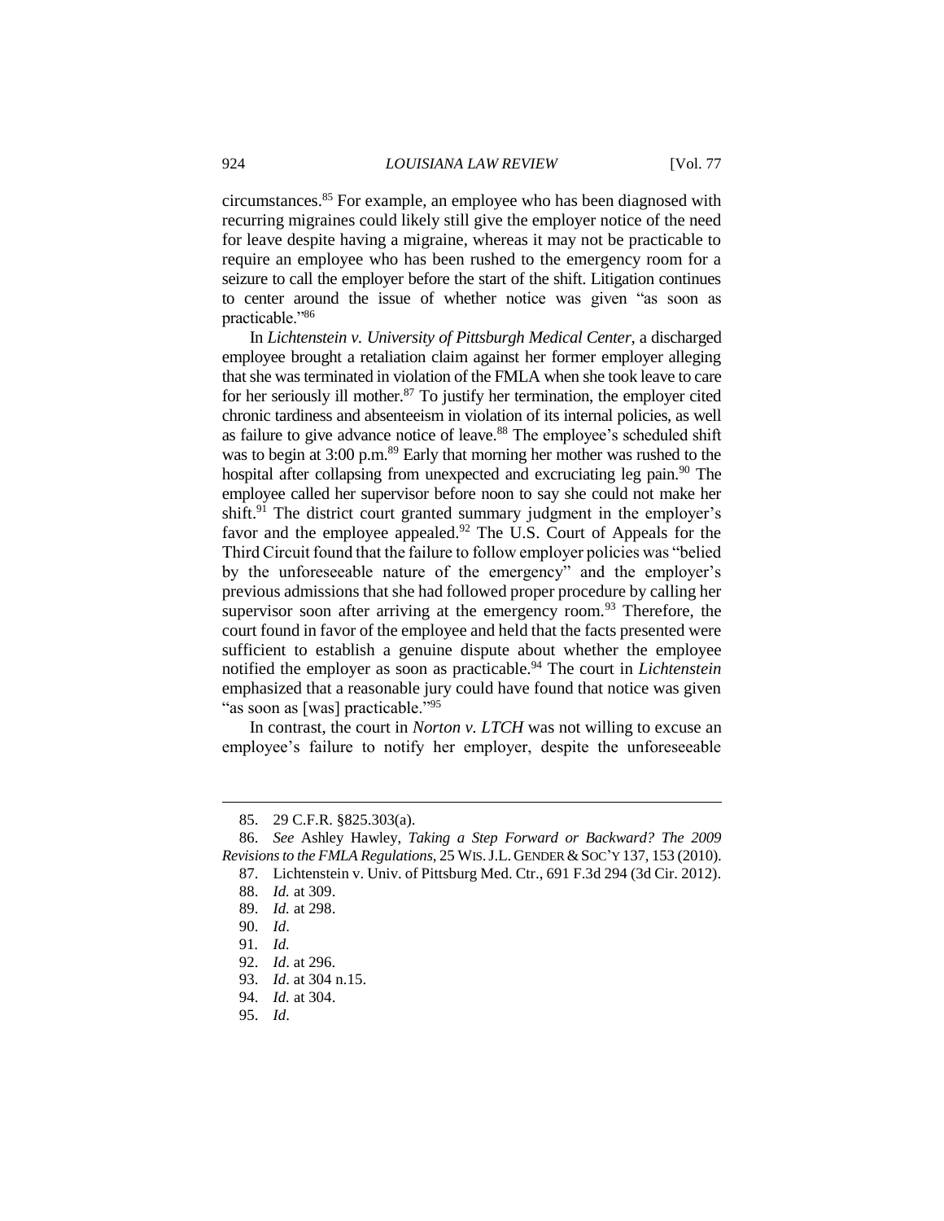circumstances.[85] For example, an employee who has been diagnosed with recurring migraines could likely still give the employer notice of the need for leave despite having a migraine, whereas it may not be practicable to require an employee who has been rushed to the emergency room for a seizure to call the employer before the start of the shift. Litigation continues to center around the issue of whether notice was given "as soon as practicable."[86]

In *Lichtenstein v. University of Pittsburgh Medical Center*, a discharged employee brought a retaliation claim against her former employer alleging that she was terminated in violation of the FMLA when she took leave to care for her seriously ill mother.[87] To justify her termination, the employer cited chronic tardiness and absenteeism in violation of its internal policies, as well as failure to give advance notice of leave.[88] The employee's scheduled shift was to begin at 3:00 p.m.[89] Early that morning her mother was rushed to the hospital after collapsing from unexpected and excruciating leg pain.[90] The employee called her supervisor before noon to say she could not make her shift.[91] The district court granted summary judgment in the employer's favor and the employee appealed.[92] The U.S. Court of Appeals for the Third Circuit found that the failure to follow employer policies was "belied by the unforeseeable nature of the emergency" and the employer's previous admissions that she had followed proper procedure by calling her supervisor soon after arriving at the emergency room.[93] Therefore, the court found in favor of the employee and held that the facts presented were sufficient to establish a genuine dispute about whether the employee notified the employer as soon as practicable.[94] The court in *Lichtenstein* emphasized that a reasonable jury could have found that notice was given "as soon as [was] practicable."[95]

In contrast, the court in *Norton v. LTCH* was not willing to excuse an employee's failure to notify her employer, despite the unforeseeable

---

85. 29 C.F.R. §825.303(a).

86. *See* Ashley Hawley, *Taking a Step Forward or Backward? The 2009 Revisions to the FMLA Regulations*, 25 WIS. J.L. GENDER & SOC'Y 137, 153 (2010).

87. Lichtenstein v. Univ. of Pittsburg Med. Ctr., 691 F.3d 294 (3d Cir. 2012).

88. *Id.* at 309.

89. *Id.* at 298.

90. *Id*.

91. *Id.*

92. *Id*. at 296.

93. *Id*. at 304 n.15.

94. *Id.* at 304.

95. *Id*.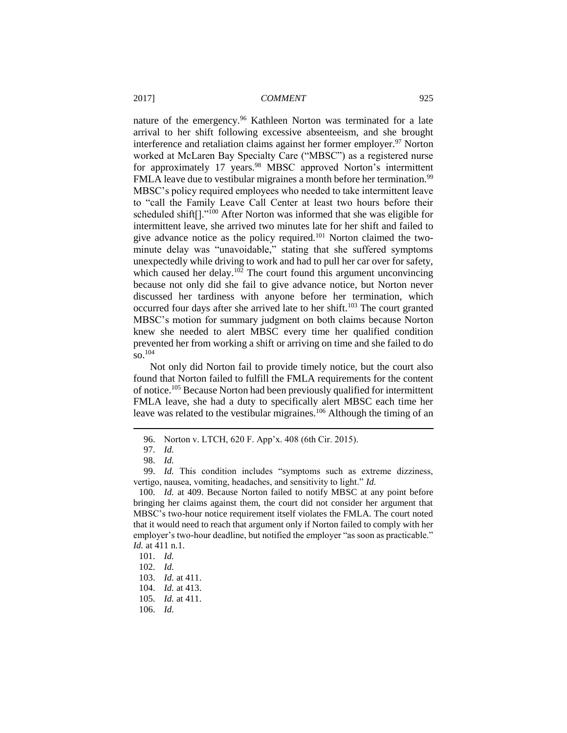nature of the emergency.[96] Kathleen Norton was terminated for a late arrival to her shift following excessive absenteeism, and she brought interference and retaliation claims against her former employer.[97] Norton worked at McLaren Bay Specialty Care ("MBSC") as a registered nurse for approximately 17 years.[98] MBSC approved Norton's intermittent FMLA leave due to vestibular migraines a month before her termination.[99] MBSC's policy required employees who needed to take intermittent leave to "call the Family Leave Call Center at least two hours before their scheduled shift[]."[100] After Norton was informed that she was eligible for intermittent leave, she arrived two minutes late for her shift and failed to give advance notice as the policy required.[101] Norton claimed the two-minute delay was "unavoidable," stating that she suffered symptoms unexpectedly while driving to work and had to pull her car over for safety, which caused her delay.[102] The court found this argument unconvincing because not only did she fail to give advance notice, but Norton never discussed her tardiness with anyone before her termination, which occurred four days after she arrived late to her shift.[103] The court granted MBSC's motion for summary judgment on both claims because Norton knew she needed to alert MBSC every time her qualified condition prevented her from working a shift or arriving on time and she failed to do so.[104]

Not only did Norton fail to provide timely notice, but the court also found that Norton failed to fulfill the FMLA requirements for the content of notice.[105] Because Norton had been previously qualified for intermittent FMLA leave, she had a duty to specifically alert MBSC each time her leave was related to the vestibular migraines.[106] Although the timing of an

---

96. Norton v. LTCH, 620 F. App'x. 408 (6th Cir. 2015).

97. *Id.*

98. *Id.*

99. *Id.* This condition includes "symptoms such as extreme dizziness, vertigo, nausea, vomiting, headaches, and sensitivity to light." *Id.*

100. *Id.* at 409. Because Norton failed to notify MBSC at any point before bringing her claims against them, the court did not consider her argument that MBSC's two-hour notice requirement itself violates the FMLA. The court noted that it would need to reach that argument only if Norton failed to comply with her employer's two-hour deadline, but notified the employer "as soon as practicable." *Id.* at 411 n.1.

101. *Id.*

102. *Id.*

103. *Id.* at 411.

104. *Id.* at 413.

105. *Id.* at 411.

106. *Id.*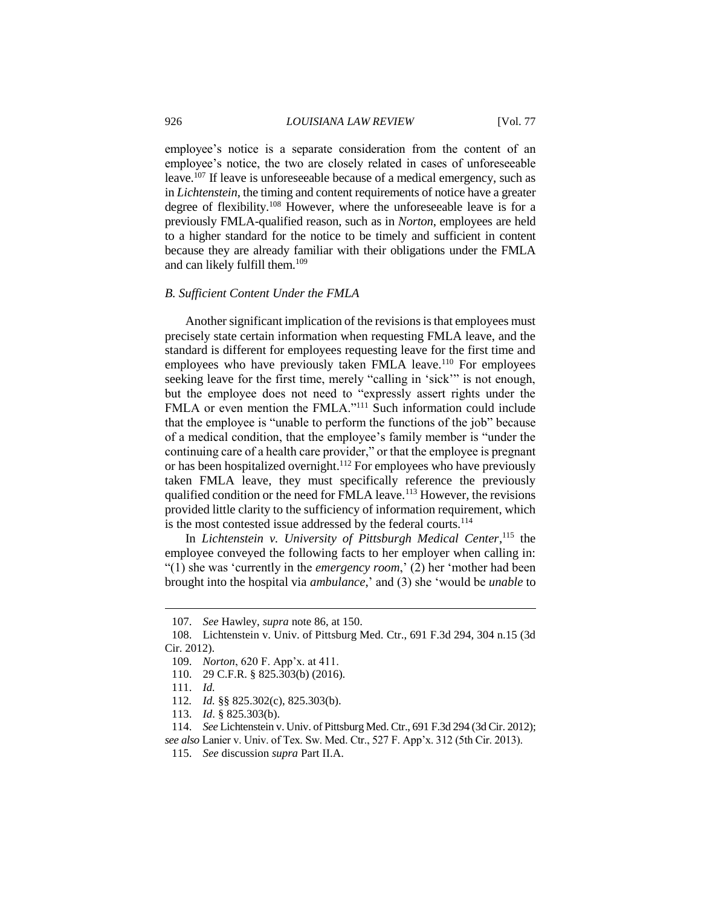employee's notice is a separate consideration from the content of an employee's notice, the two are closely related in cases of unforeseeable leave.[107] If leave is unforeseeable because of a medical emergency, such as in *Lichtenstein*, the timing and content requirements of notice have a greater degree of flexibility.[108] However, where the unforeseeable leave is for a previously FMLA-qualified reason, such as in *Norton*, employees are held to a higher standard for the notice to be timely and sufficient in content because they are already familiar with their obligations under the FMLA and can likely fulfill them.[109]

### *B. Sufficient Content Under the FMLA*

Another significant implication of the revisions is that employees must precisely state certain information when requesting FMLA leave, and the standard is different for employees requesting leave for the first time and employees who have previously taken FMLA leave.[110] For employees seeking leave for the first time, merely "calling in 'sick'" is not enough, but the employee does not need to "expressly assert rights under the FMLA or even mention the FMLA."[111] Such information could include that the employee is "unable to perform the functions of the job" because of a medical condition, that the employee's family member is "under the continuing care of a health care provider," or that the employee is pregnant or has been hospitalized overnight.[112] For employees who have previously taken FMLA leave, they must specifically reference the previously qualified condition or the need for FMLA leave.[113] However, the revisions provided little clarity to the sufficiency of information requirement, which is the most contested issue addressed by the federal courts.[114]

In *Lichtenstein v. University of Pittsburgh Medical Center*,[115] the employee conveyed the following facts to her employer when calling in: "(1) she was 'currently in the *emergency room*,' (2) her 'mother had been brought into the hospital via *ambulance*,' and (3) she 'would be *unable* to

---

107. *See* Hawley, *supra* note 86, at 150.

108. Lichtenstein v. Univ. of Pittsburg Med. Ctr., 691 F.3d 294, 304 n.15 (3d Cir. 2012).

109. *Norton*, 620 F. App'x. at 411.

110. 29 C.F.R. § 825.303(b) (2016).

111. *Id.*

112. *Id.* §§ 825.302(c), 825.303(b).

113. *Id*. § 825.303(b).

114. *See* Lichtenstein v. Univ. of Pittsburg Med. Ctr., 691 F.3d 294 (3d Cir. 2012); *see also* Lanier v. Univ. of Tex. Sw. Med. Ctr., 527 F. App'x. 312 (5th Cir. 2013).

115. *See* discussion *supra* Part II.A.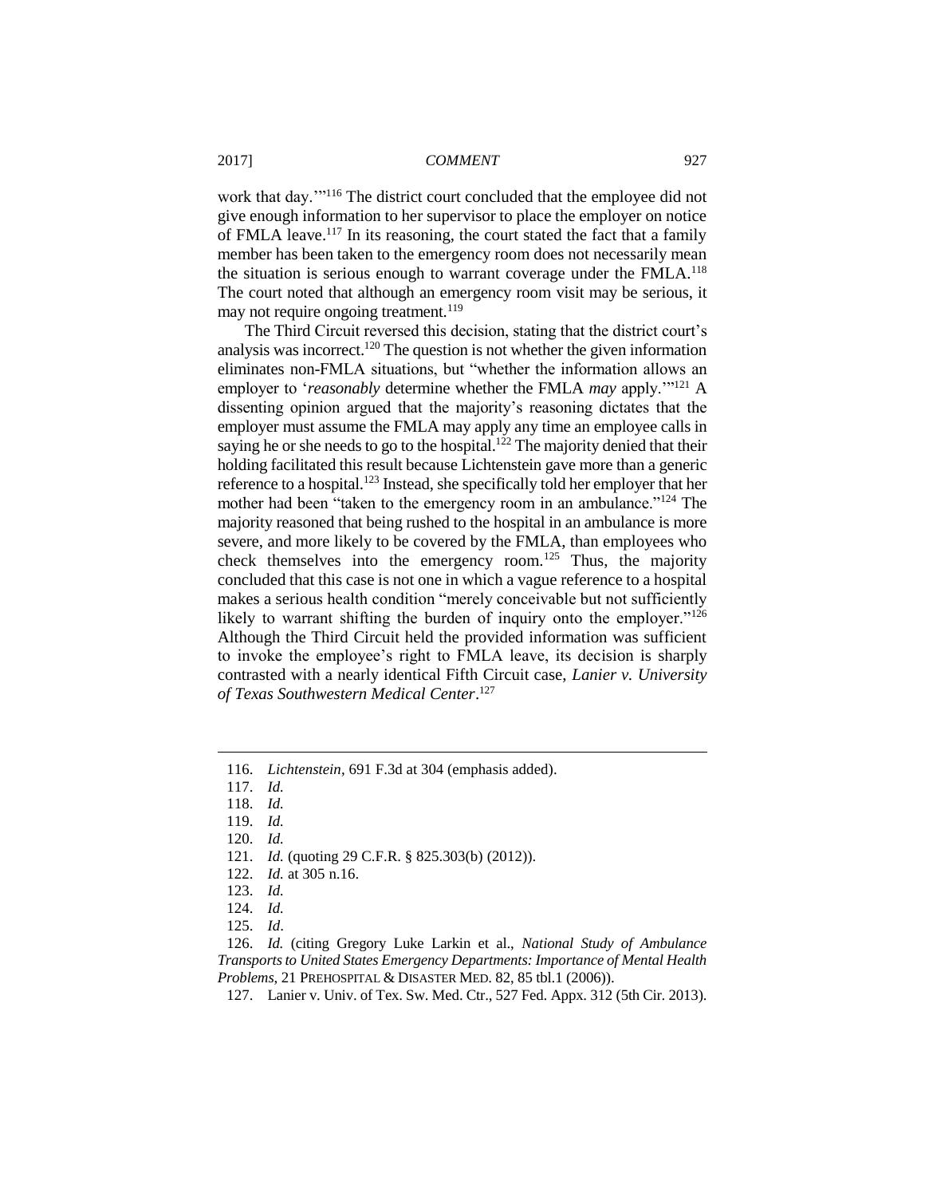work that day.'"[116] The district court concluded that the employee did not give enough information to her supervisor to place the employer on notice of FMLA leave.[117] In its reasoning, the court stated the fact that a family member has been taken to the emergency room does not necessarily mean the situation is serious enough to warrant coverage under the FMLA.[118] The court noted that although an emergency room visit may be serious, it may not require ongoing treatment.[119]

The Third Circuit reversed this decision, stating that the district court's analysis was incorrect.[120] The question is not whether the given information eliminates non-FMLA situations, but "whether the information allows an employer to '*reasonably* determine whether the FMLA *may* apply.'"[121] A dissenting opinion argued that the majority's reasoning dictates that the employer must assume the FMLA may apply any time an employee calls in saying he or she needs to go to the hospital.[122] The majority denied that their holding facilitated this result because Lichtenstein gave more than a generic reference to a hospital.[123] Instead, she specifically told her employer that her mother had been "taken to the emergency room in an ambulance."[124] The majority reasoned that being rushed to the hospital in an ambulance is more severe, and more likely to be covered by the FMLA, than employees who check themselves into the emergency room.[125] Thus, the majority concluded that this case is not one in which a vague reference to a hospital makes a serious health condition "merely conceivable but not sufficiently likely to warrant shifting the burden of inquiry onto the employer."[126] Although the Third Circuit held the provided information was sufficient to invoke the employee's right to FMLA leave, its decision is sharply contrasted with a nearly identical Fifth Circuit case, *Lanier v. University of Texas Southwestern Medical Center*.[127]

---

116. *Lichtenstein*, 691 F.3d at 304 (emphasis added).

117. *Id.*

118. *Id.*

119. *Id.*

120. *Id.*

121. *Id.* (quoting 29 C.F.R. § 825.303(b) (2012)).

122. *Id.* at 305 n.16.

123. *Id.*

124. *Id.*

125. *Id*.

126. *Id.* (citing Gregory Luke Larkin et al., *National Study of Ambulance Transports to United States Emergency Departments: Importance of Mental Health Problems*, 21 PREHOSPITAL & DISASTER MED. 82, 85 tbl.1 (2006)).

127. Lanier v. Univ. of Tex. Sw. Med. Ctr., 527 Fed. Appx. 312 (5th Cir. 2013).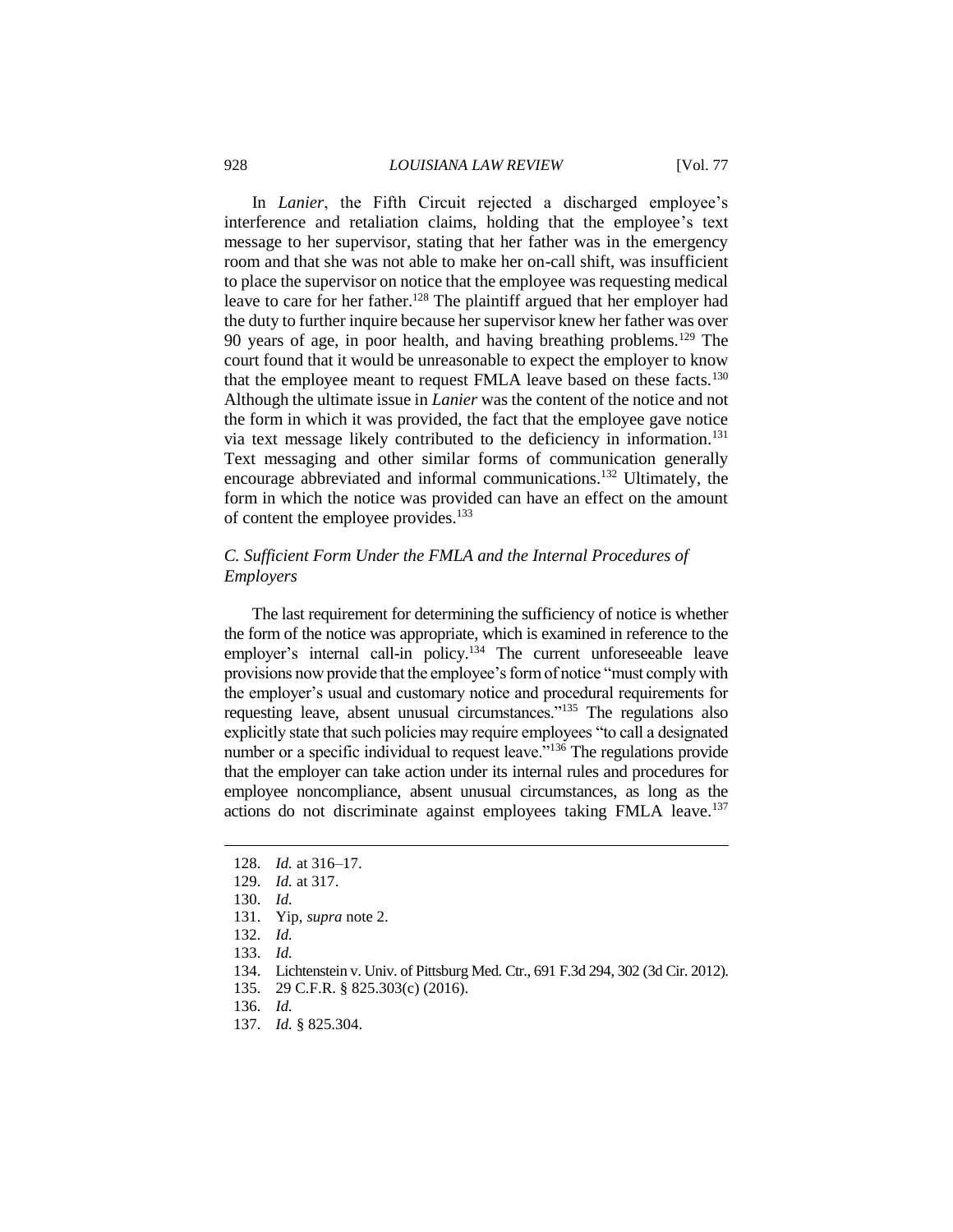In *Lanier*, the Fifth Circuit rejected a discharged employee's interference and retaliation claims, holding that the employee's text message to her supervisor, stating that her father was in the emergency room and that she was not able to make her on-call shift, was insufficient to place the supervisor on notice that the employee was requesting medical leave to care for her father.[128] The plaintiff argued that her employer had the duty to further inquire because her supervisor knew her father was over 90 years of age, in poor health, and having breathing problems.[129] The court found that it would be unreasonable to expect the employer to know that the employee meant to request FMLA leave based on these facts.[130] Although the ultimate issue in *Lanier* was the content of the notice and not the form in which it was provided, the fact that the employee gave notice via text message likely contributed to the deficiency in information.[131] Text messaging and other similar forms of communication generally encourage abbreviated and informal communications.[132] Ultimately, the form in which the notice was provided can have an effect on the amount of content the employee provides.[133]

### *C. Sufficient Form Under the FMLA and the Internal Procedures of Employers*

The last requirement for determining the sufficiency of notice is whether the form of the notice was appropriate, which is examined in reference to the employer's internal call-in policy.[134] The current unforeseeable leave provisions now provide that the employee's form of notice "must comply with the employer's usual and customary notice and procedural requirements for requesting leave, absent unusual circumstances."[135] The regulations also explicitly state that such policies may require employees "to call a designated number or a specific individual to request leave."[136] The regulations provide that the employer can take action under its internal rules and procedures for employee noncompliance, absent unusual circumstances, as long as the actions do not discriminate against employees taking FMLA leave.[137]

---

128. *Id.* at 316–17.
129. *Id.* at 317.
130. *Id.*
131. Yip, *supra* note 2.
132. *Id.*
133. *Id.*
134. Lichtenstein v. Univ. of Pittsburg Med. Ctr., 691 F.3d 294, 302 (3d Cir. 2012).
135. 29 C.F.R. § 825.303(c) (2016).
136. *Id.*
137. *Id.* § 825.304.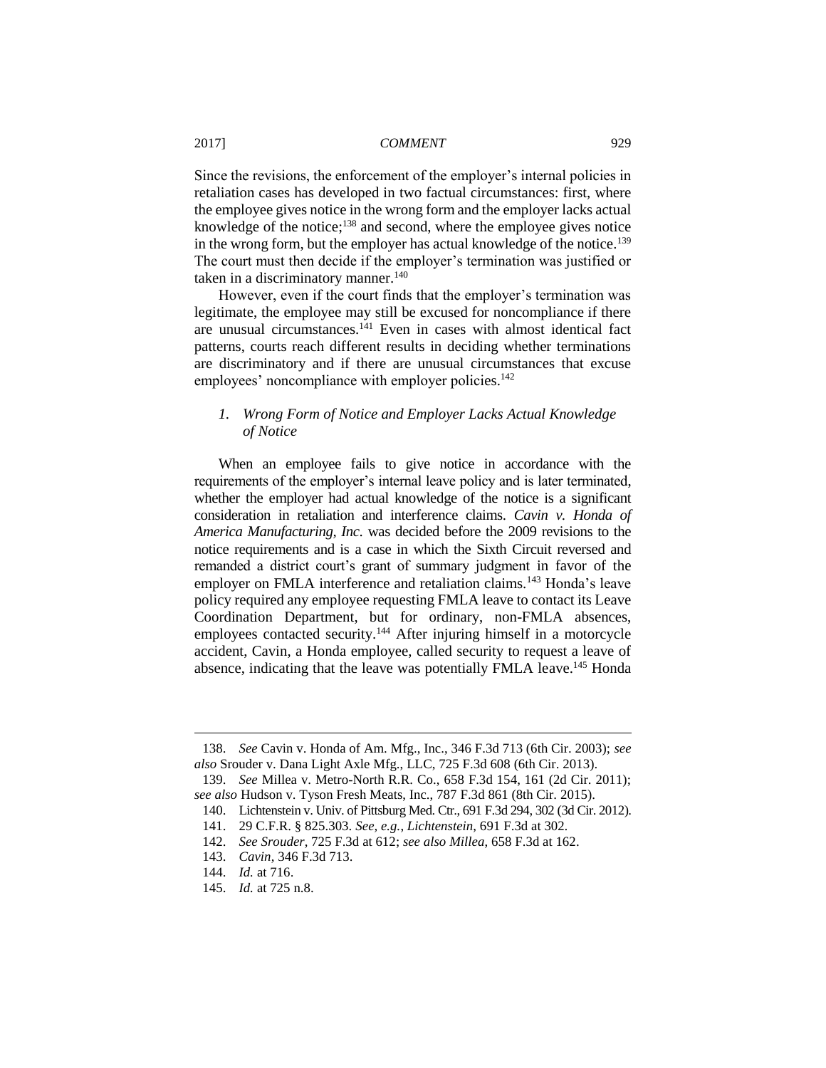Since the revisions, the enforcement of the employer's internal policies in retaliation cases has developed in two factual circumstances: first, where the employee gives notice in the wrong form and the employer lacks actual knowledge of the notice;[138] and second, where the employee gives notice in the wrong form, but the employer has actual knowledge of the notice.[139] The court must then decide if the employer's termination was justified or taken in a discriminatory manner.[140]

However, even if the court finds that the employer's termination was legitimate, the employee may still be excused for noncompliance if there are unusual circumstances.[141] Even in cases with almost identical fact patterns, courts reach different results in deciding whether terminations are discriminatory and if there are unusual circumstances that excuse employees' noncompliance with employer policies.[142]

### *1. Wrong Form of Notice and Employer Lacks Actual Knowledge of Notice*

When an employee fails to give notice in accordance with the requirements of the employer's internal leave policy and is later terminated, whether the employer had actual knowledge of the notice is a significant consideration in retaliation and interference claims. *Cavin v. Honda of America Manufacturing, Inc.* was decided before the 2009 revisions to the notice requirements and is a case in which the Sixth Circuit reversed and remanded a district court's grant of summary judgment in favor of the employer on FMLA interference and retaliation claims.[143] Honda's leave policy required any employee requesting FMLA leave to contact its Leave Coordination Department, but for ordinary, non-FMLA absences, employees contacted security.[144] After injuring himself in a motorcycle accident, Cavin, a Honda employee, called security to request a leave of absence, indicating that the leave was potentially FMLA leave.[145] Honda

---

138. *See* Cavin v. Honda of Am. Mfg., Inc., 346 F.3d 713 (6th Cir. 2003); *see also* Srouder v. Dana Light Axle Mfg., LLC, 725 F.3d 608 (6th Cir. 2013).

139. *See* Millea v. Metro-North R.R. Co., 658 F.3d 154, 161 (2d Cir. 2011); *see also* Hudson v. Tyson Fresh Meats, Inc., 787 F.3d 861 (8th Cir. 2015).

140. Lichtenstein v. Univ. of Pittsburg Med. Ctr., 691 F.3d 294, 302 (3d Cir. 2012).

141. 29 C.F.R. § 825.303. *See, e.g.*, *Lichtenstein*, 691 F.3d at 302.

142. *See Srouder*, 725 F.3d at 612; *see also Millea*, 658 F.3d at 162.

143. *Cavin*, 346 F.3d 713.

144. *Id.* at 716.

145. *Id.* at 725 n.8.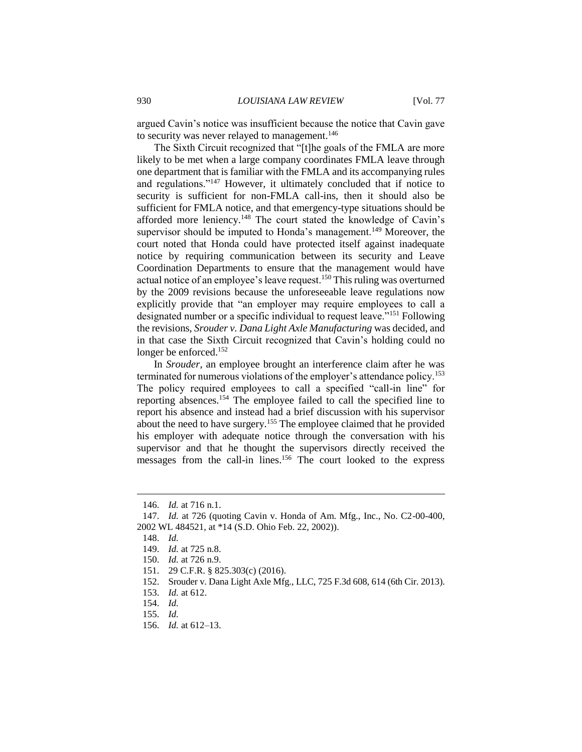argued Cavin's notice was insufficient because the notice that Cavin gave to security was never relayed to management.[146]

The Sixth Circuit recognized that "[t]he goals of the FMLA are more likely to be met when a large company coordinates FMLA leave through one department that is familiar with the FMLA and its accompanying rules and regulations."[147] However, it ultimately concluded that if notice to security is sufficient for non-FMLA call-ins, then it should also be sufficient for FMLA notice, and that emergency-type situations should be afforded more leniency.[148] The court stated the knowledge of Cavin's supervisor should be imputed to Honda's management.[149] Moreover, the court noted that Honda could have protected itself against inadequate notice by requiring communication between its security and Leave Coordination Departments to ensure that the management would have actual notice of an employee's leave request.[150] This ruling was overturned by the 2009 revisions because the unforeseeable leave regulations now explicitly provide that "an employer may require employees to call a designated number or a specific individual to request leave."[151] Following the revisions, *Srouder v. Dana Light Axle Manufacturing* was decided, and in that case the Sixth Circuit recognized that Cavin's holding could no longer be enforced.[152]

In *Srouder*, an employee brought an interference claim after he was terminated for numerous violations of the employer's attendance policy.[153] The policy required employees to call a specified "call-in line" for reporting absences.[154] The employee failed to call the specified line to report his absence and instead had a brief discussion with his supervisor about the need to have surgery.[155] The employee claimed that he provided his employer with adequate notice through the conversation with his supervisor and that he thought the supervisors directly received the messages from the call-in lines.[156] The court looked to the express

---

146. *Id.* at 716 n.1.

147. *Id.* at 726 (quoting Cavin v. Honda of Am. Mfg., Inc., No. C2-00-400, 2002 WL 484521, at *14 (S.D. Ohio Feb. 22, 2002)).

148. *Id.*

149. *Id.* at 725 n.8.

150. *Id.* at 726 n.9.

151. 29 C.F.R. § 825.303(c) (2016).

152. Srouder v. Dana Light Axle Mfg., LLC, 725 F.3d 608, 614 (6th Cir. 2013).

153. *Id.* at 612.

154. *Id.*

155. *Id.*

156. *Id.* at 612–13.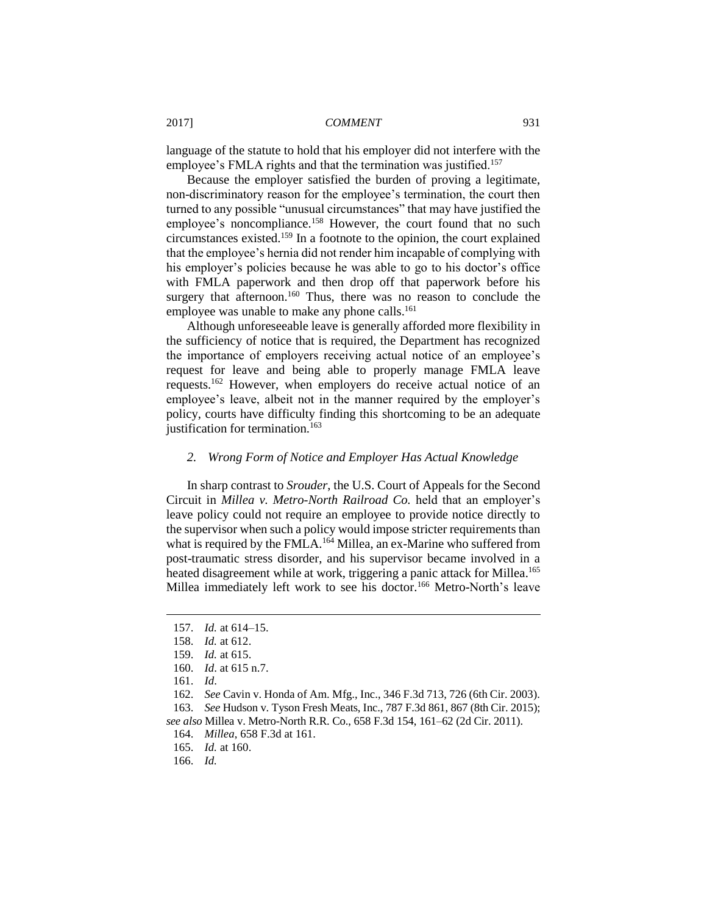language of the statute to hold that his employer did not interfere with the employee's FMLA rights and that the termination was justified.[157]

Because the employer satisfied the burden of proving a legitimate, non-discriminatory reason for the employee's termination, the court then turned to any possible "unusual circumstances" that may have justified the employee's noncompliance.[158] However, the court found that no such circumstances existed.[159] In a footnote to the opinion, the court explained that the employee's hernia did not render him incapable of complying with his employer's policies because he was able to go to his doctor's office with FMLA paperwork and then drop off that paperwork before his surgery that afternoon.[160] Thus, there was no reason to conclude the employee was unable to make any phone calls.[161]

Although unforeseeable leave is generally afforded more flexibility in the sufficiency of notice that is required, the Department has recognized the importance of employers receiving actual notice of an employee's request for leave and being able to properly manage FMLA leave requests.[162] However, when employers do receive actual notice of an employee's leave, albeit not in the manner required by the employer's policy, courts have difficulty finding this shortcoming to be an adequate justification for termination.[163]

### *2. Wrong Form of Notice and Employer Has Actual Knowledge*

In sharp contrast to *Srouder*, the U.S. Court of Appeals for the Second Circuit in *Millea v. Metro-North Railroad Co.* held that an employer's leave policy could not require an employee to provide notice directly to the supervisor when such a policy would impose stricter requirements than what is required by the FMLA.[164] Millea, an ex-Marine who suffered from post-traumatic stress disorder, and his supervisor became involved in a heated disagreement while at work, triggering a panic attack for Millea.[165] Millea immediately left work to see his doctor.[166] Metro-North's leave

---

157. *Id.* at 614–15.
158. *Id.* at 612.
159. *Id.* at 615.
160. *Id*. at 615 n.7.
161. *Id*.
162. *See* Cavin v. Honda of Am. Mfg., Inc., 346 F.3d 713, 726 (6th Cir. 2003).
163. *See* Hudson v. Tyson Fresh Meats, Inc., 787 F.3d 861, 867 (8th Cir. 2015); *see also* Millea v. Metro-North R.R. Co., 658 F.3d 154, 161–62 (2d Cir. 2011).
164. *Millea*, 658 F.3d at 161.
165. *Id.* at 160.
166. *Id.*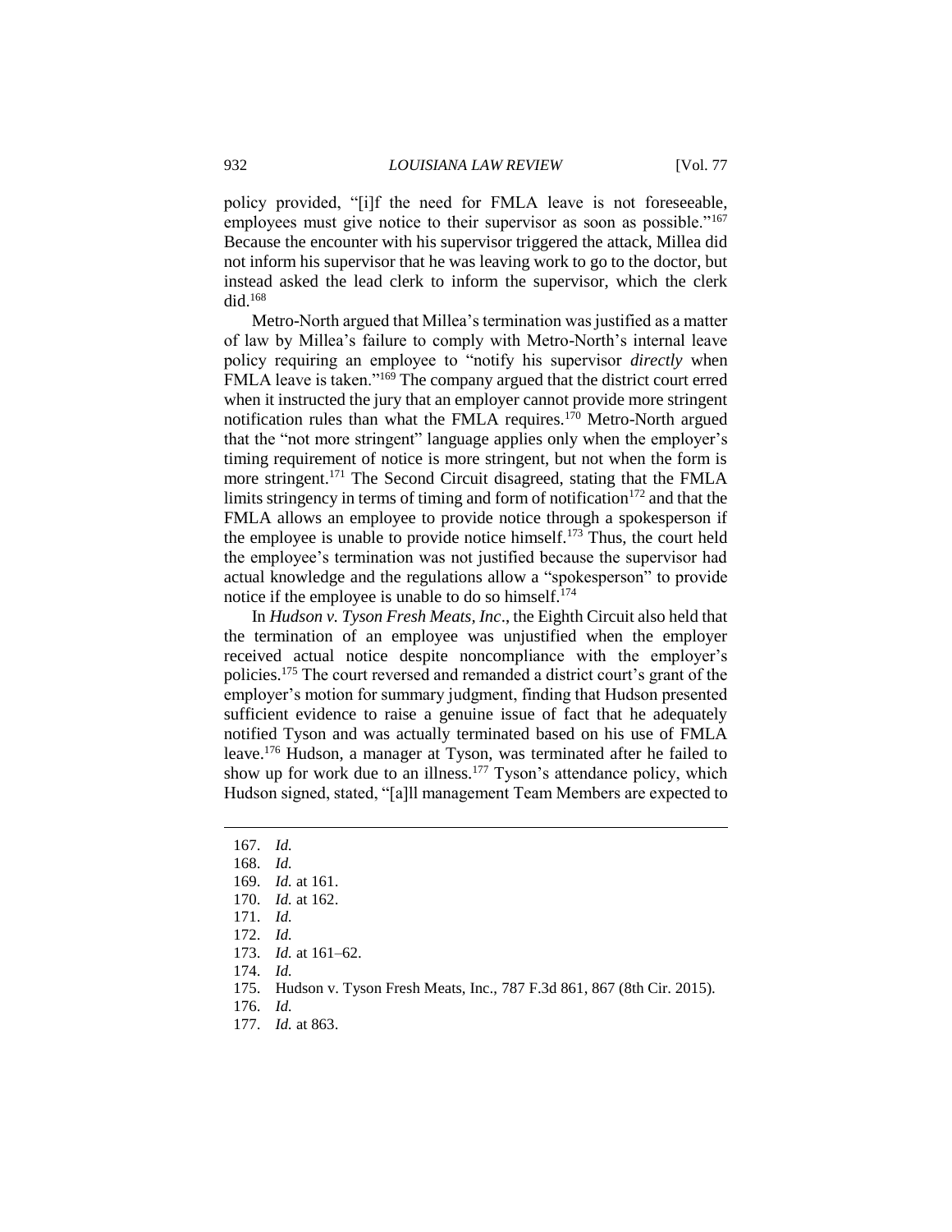policy provided, "[i]f the need for FMLA leave is not foreseeable, employees must give notice to their supervisor as soon as possible."[167] Because the encounter with his supervisor triggered the attack, Millea did not inform his supervisor that he was leaving work to go to the doctor, but instead asked the lead clerk to inform the supervisor, which the clerk did.[168]

Metro-North argued that Millea's termination was justified as a matter of law by Millea's failure to comply with Metro-North's internal leave policy requiring an employee to "notify his supervisor *directly* when FMLA leave is taken."[169] The company argued that the district court erred when it instructed the jury that an employer cannot provide more stringent notification rules than what the FMLA requires.[170] Metro-North argued that the "not more stringent" language applies only when the employer's timing requirement of notice is more stringent, but not when the form is more stringent.[171] The Second Circuit disagreed, stating that the FMLA limits stringency in terms of timing and form of notification[172] and that the FMLA allows an employee to provide notice through a spokesperson if the employee is unable to provide notice himself.[173] Thus, the court held the employee's termination was not justified because the supervisor had actual knowledge and the regulations allow a "spokesperson" to provide notice if the employee is unable to do so himself.[174]

In *Hudson v. Tyson Fresh Meats, Inc*., the Eighth Circuit also held that the termination of an employee was unjustified when the employer received actual notice despite noncompliance with the employer's policies.[175] The court reversed and remanded a district court's grant of the employer's motion for summary judgment, finding that Hudson presented sufficient evidence to raise a genuine issue of fact that he adequately notified Tyson and was actually terminated based on his use of FMLA leave.[176] Hudson, a manager at Tyson, was terminated after he failed to show up for work due to an illness.[177] Tyson's attendance policy, which Hudson signed, stated, "[a]ll management Team Members are expected to

---

167. *Id.*

168. *Id.*

169. *Id.* at 161.

170. *Id.* at 162.

171. *Id.*

172. *Id.*

173. *Id.* at 161–62.

174. *Id.*

175. Hudson v. Tyson Fresh Meats, Inc., 787 F.3d 861, 867 (8th Cir. 2015).

176. *Id.*

177. *Id.* at 863.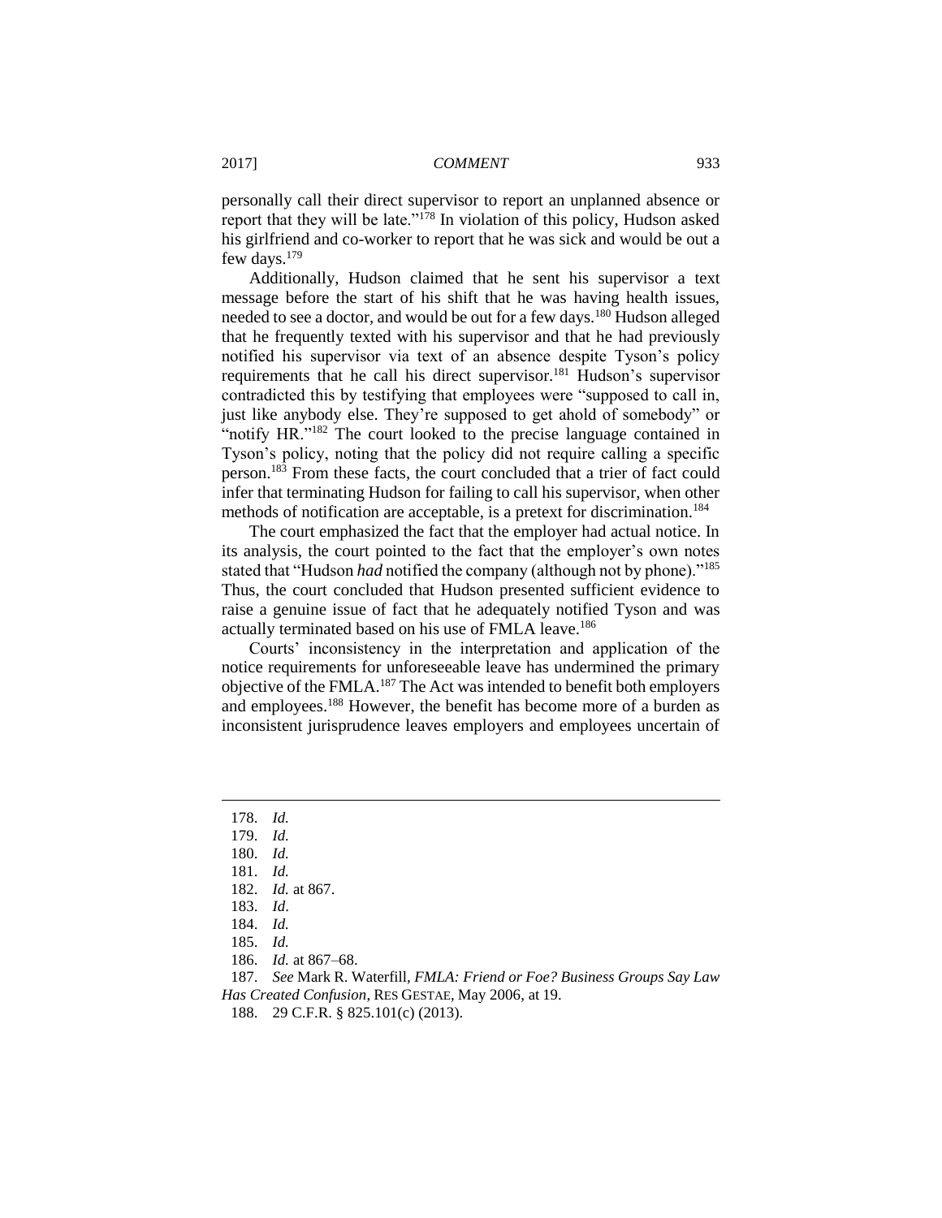personally call their direct supervisor to report an unplanned absence or report that they will be late."[178] In violation of this policy, Hudson asked his girlfriend and co-worker to report that he was sick and would be out a few days.[179]

Additionally, Hudson claimed that he sent his supervisor a text message before the start of his shift that he was having health issues, needed to see a doctor, and would be out for a few days.[180] Hudson alleged that he frequently texted with his supervisor and that he had previously notified his supervisor via text of an absence despite Tyson's policy requirements that he call his direct supervisor.[181] Hudson's supervisor contradicted this by testifying that employees were "supposed to call in, just like anybody else. They're supposed to get ahold of somebody" or "notify HR."[182] The court looked to the precise language contained in Tyson's policy, noting that the policy did not require calling a specific person.[183] From these facts, the court concluded that a trier of fact could infer that terminating Hudson for failing to call his supervisor, when other methods of notification are acceptable, is a pretext for discrimination.[184]

The court emphasized the fact that the employer had actual notice. In its analysis, the court pointed to the fact that the employer's own notes stated that "Hudson *had* notified the company (although not by phone)."[185] Thus, the court concluded that Hudson presented sufficient evidence to raise a genuine issue of fact that he adequately notified Tyson and was actually terminated based on his use of FMLA leave.[186]

Courts' inconsistency in the interpretation and application of the notice requirements for unforeseeable leave has undermined the primary objective of the FMLA.[187] The Act was intended to benefit both employers and employees.[188] However, the benefit has become more of a burden as inconsistent jurisprudence leaves employers and employees uncertain of

---

178. *Id.*
179. *Id.*
180. *Id.*
181. *Id.*
182. *Id.* at 867.
183. *Id*.
184. *Id.*
185. *Id.*
186. *Id.* at 867–68.
187. *See* Mark R. Waterfill, *FMLA: Friend or Foe? Business Groups Say Law Has Created Confusion*, RES GESTAE, May 2006, at 19.
188. 29 C.F.R. § 825.101(c) (2013).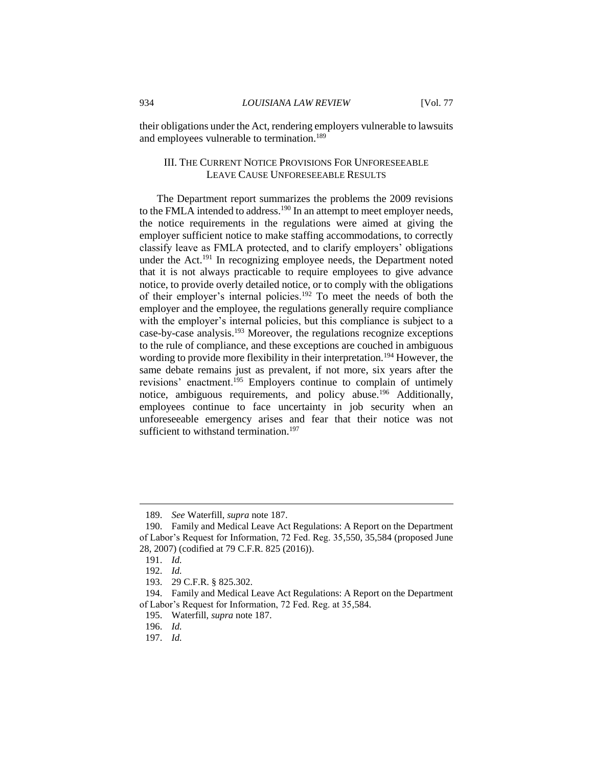their obligations under the Act, rendering employers vulnerable to lawsuits and employees vulnerable to termination.[189]

## III. THE CURRENT NOTICE PROVISIONS FOR UNFORESEEABLE LEAVE CAUSE UNFORESEEABLE RESULTS

The Department report summarizes the problems the 2009 revisions to the FMLA intended to address.[190] In an attempt to meet employer needs, the notice requirements in the regulations were aimed at giving the employer sufficient notice to make staffing accommodations, to correctly classify leave as FMLA protected, and to clarify employers' obligations under the Act.[191] In recognizing employee needs, the Department noted that it is not always practicable to require employees to give advance notice, to provide overly detailed notice, or to comply with the obligations of their employer's internal policies.[192] To meet the needs of both the employer and the employee, the regulations generally require compliance with the employer's internal policies, but this compliance is subject to a case-by-case analysis.[193] Moreover, the regulations recognize exceptions to the rule of compliance, and these exceptions are couched in ambiguous wording to provide more flexibility in their interpretation.[194] However, the same debate remains just as prevalent, if not more, six years after the revisions' enactment.[195] Employers continue to complain of untimely notice, ambiguous requirements, and policy abuse.[196] Additionally, employees continue to face uncertainty in job security when an unforeseeable emergency arises and fear that their notice was not sufficient to withstand termination.[197]

---

189. *See* Waterfill, *supra* note 187.

190. Family and Medical Leave Act Regulations: A Report on the Department of Labor's Request for Information, 72 Fed. Reg. 35,550, 35,584 (proposed June 28, 2007) (codified at 79 C.F.R. 825 (2016)).

191. *Id.*

192. *Id.*

193. 29 C.F.R. § 825.302.

194. Family and Medical Leave Act Regulations: A Report on the Department of Labor's Request for Information, 72 Fed. Reg. at 35,584.

195. Waterfill, *supra* note 187.

196. *Id.*

197. *Id.*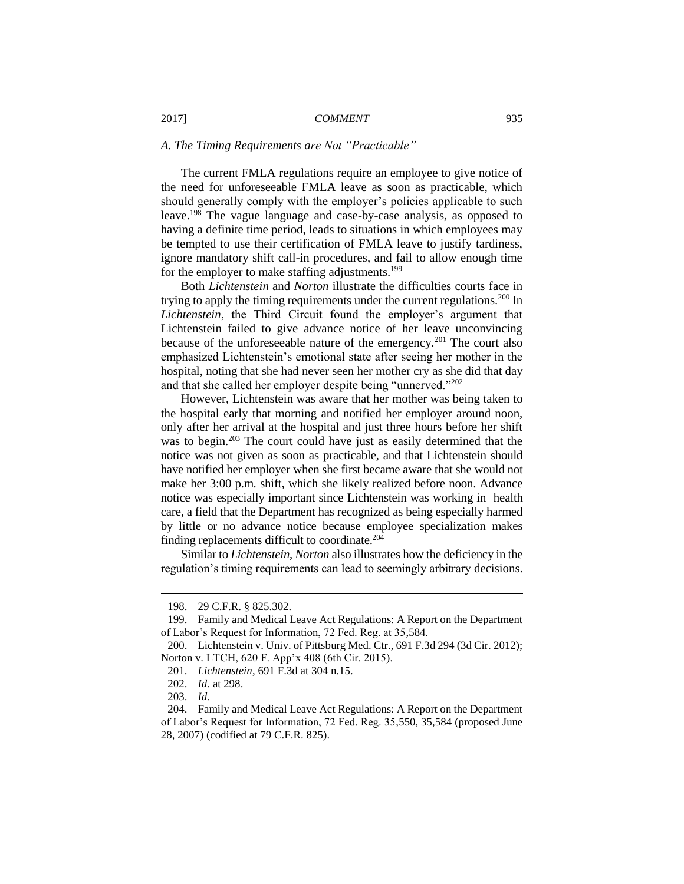### *A. The Timing Requirements are Not "Practicable"*

The current FMLA regulations require an employee to give notice of the need for unforeseeable FMLA leave as soon as practicable, which should generally comply with the employer's policies applicable to such leave.[198] The vague language and case-by-case analysis, as opposed to having a definite time period, leads to situations in which employees may be tempted to use their certification of FMLA leave to justify tardiness, ignore mandatory shift call-in procedures, and fail to allow enough time for the employer to make staffing adjustments.[199]

Both *Lichtenstein* and *Norton* illustrate the difficulties courts face in trying to apply the timing requirements under the current regulations.[200] In *Lichtenstein*, the Third Circuit found the employer's argument that Lichtenstein failed to give advance notice of her leave unconvincing because of the unforeseeable nature of the emergency.[201] The court also emphasized Lichtenstein's emotional state after seeing her mother in the hospital, noting that she had never seen her mother cry as she did that day and that she called her employer despite being "unnerved."[202]

However, Lichtenstein was aware that her mother was being taken to the hospital early that morning and notified her employer around noon, only after her arrival at the hospital and just three hours before her shift was to begin.[203] The court could have just as easily determined that the notice was not given as soon as practicable, and that Lichtenstein should have notified her employer when she first became aware that she would not make her 3:00 p.m. shift, which she likely realized before noon. Advance notice was especially important since Lichtenstein was working in health care, a field that the Department has recognized as being especially harmed by little or no advance notice because employee specialization makes finding replacements difficult to coordinate.[204]

Similar to *Lichtenstein*, *Norton* also illustrates how the deficiency in the regulation's timing requirements can lead to seemingly arbitrary decisions.

---

198. 29 C.F.R. § 825.302.

199. Family and Medical Leave Act Regulations: A Report on the Department of Labor's Request for Information, 72 Fed. Reg. at 35,584.

200. Lichtenstein v. Univ. of Pittsburg Med. Ctr., 691 F.3d 294 (3d Cir. 2012); Norton v. LTCH, 620 F. App'x 408 (6th Cir. 2015).

201. *Lichtenstein*, 691 F.3d at 304 n.15.

202. *Id.* at 298.

203. *Id.*

204. Family and Medical Leave Act Regulations: A Report on the Department of Labor's Request for Information, 72 Fed. Reg. 35,550, 35,584 (proposed June 28, 2007) (codified at 79 C.F.R. 825).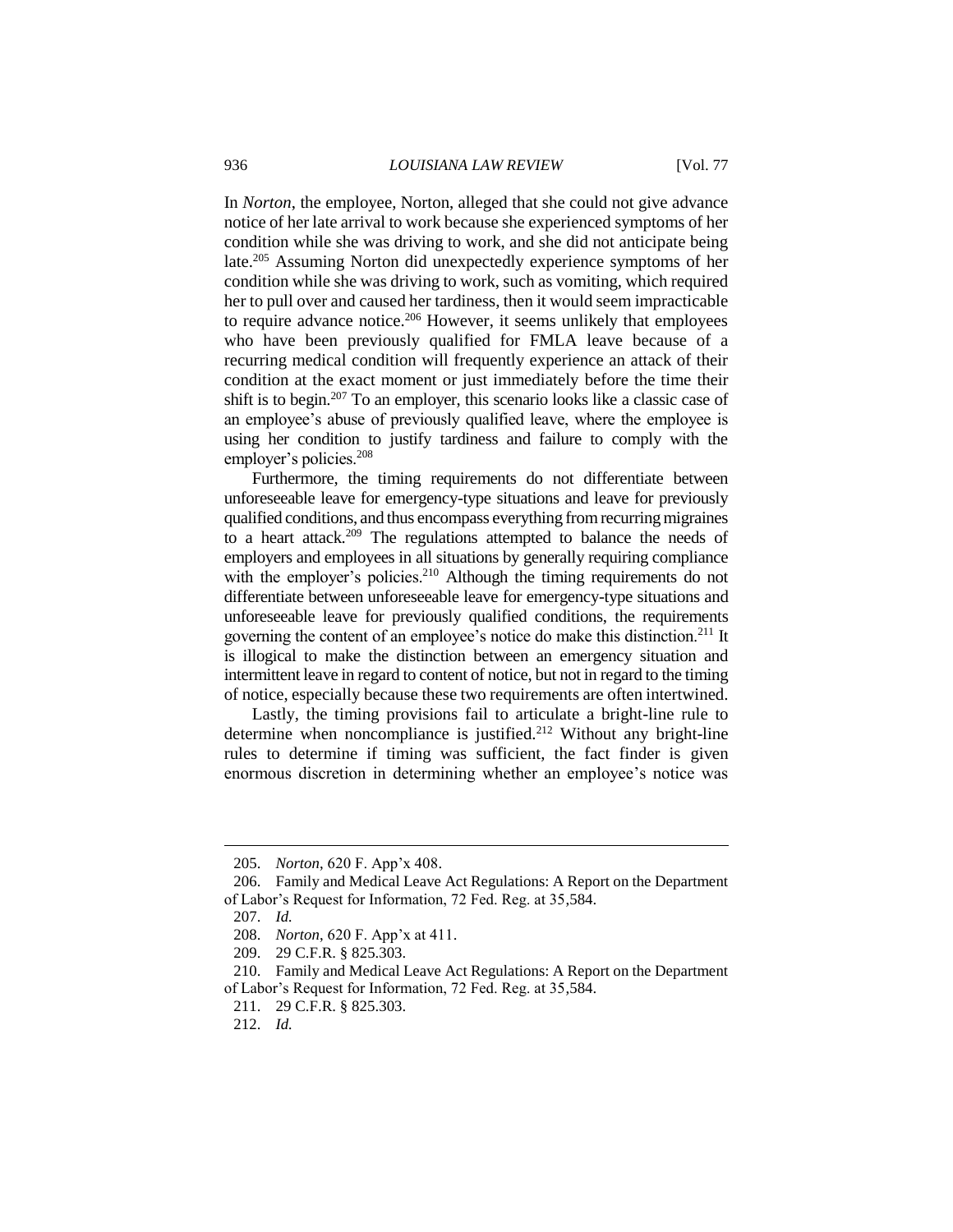In *Norton*, the employee, Norton, alleged that she could not give advance notice of her late arrival to work because she experienced symptoms of her condition while she was driving to work, and she did not anticipate being late.[205] Assuming Norton did unexpectedly experience symptoms of her condition while she was driving to work, such as vomiting, which required her to pull over and caused her tardiness, then it would seem impracticable to require advance notice.[206] However, it seems unlikely that employees who have been previously qualified for FMLA leave because of a recurring medical condition will frequently experience an attack of their condition at the exact moment or just immediately before the time their shift is to begin.[207] To an employer, this scenario looks like a classic case of an employee's abuse of previously qualified leave, where the employee is using her condition to justify tardiness and failure to comply with the employer's policies.[208]

Furthermore, the timing requirements do not differentiate between unforeseeable leave for emergency-type situations and leave for previously qualified conditions, and thus encompass everything from recurring migraines to a heart attack.[209] The regulations attempted to balance the needs of employers and employees in all situations by generally requiring compliance with the employer's policies.[210] Although the timing requirements do not differentiate between unforeseeable leave for emergency-type situations and unforeseeable leave for previously qualified conditions, the requirements governing the content of an employee's notice do make this distinction.[211] It is illogical to make the distinction between an emergency situation and intermittent leave in regard to content of notice, but not in regard to the timing of notice, especially because these two requirements are often intertwined.

Lastly, the timing provisions fail to articulate a bright-line rule to determine when noncompliance is justified.[212] Without any bright-line rules to determine if timing was sufficient, the fact finder is given enormous discretion in determining whether an employee's notice was

---

205. *Norton*, 620 F. App'x 408.

206. Family and Medical Leave Act Regulations: A Report on the Department of Labor's Request for Information, 72 Fed. Reg. at 35,584.

207. *Id.*

208. *Norton*, 620 F. App'x at 411.

209. 29 C.F.R. § 825.303.

210. Family and Medical Leave Act Regulations: A Report on the Department of Labor's Request for Information, 72 Fed. Reg. at 35,584.

211. 29 C.F.R. § 825.303.

212. *Id.*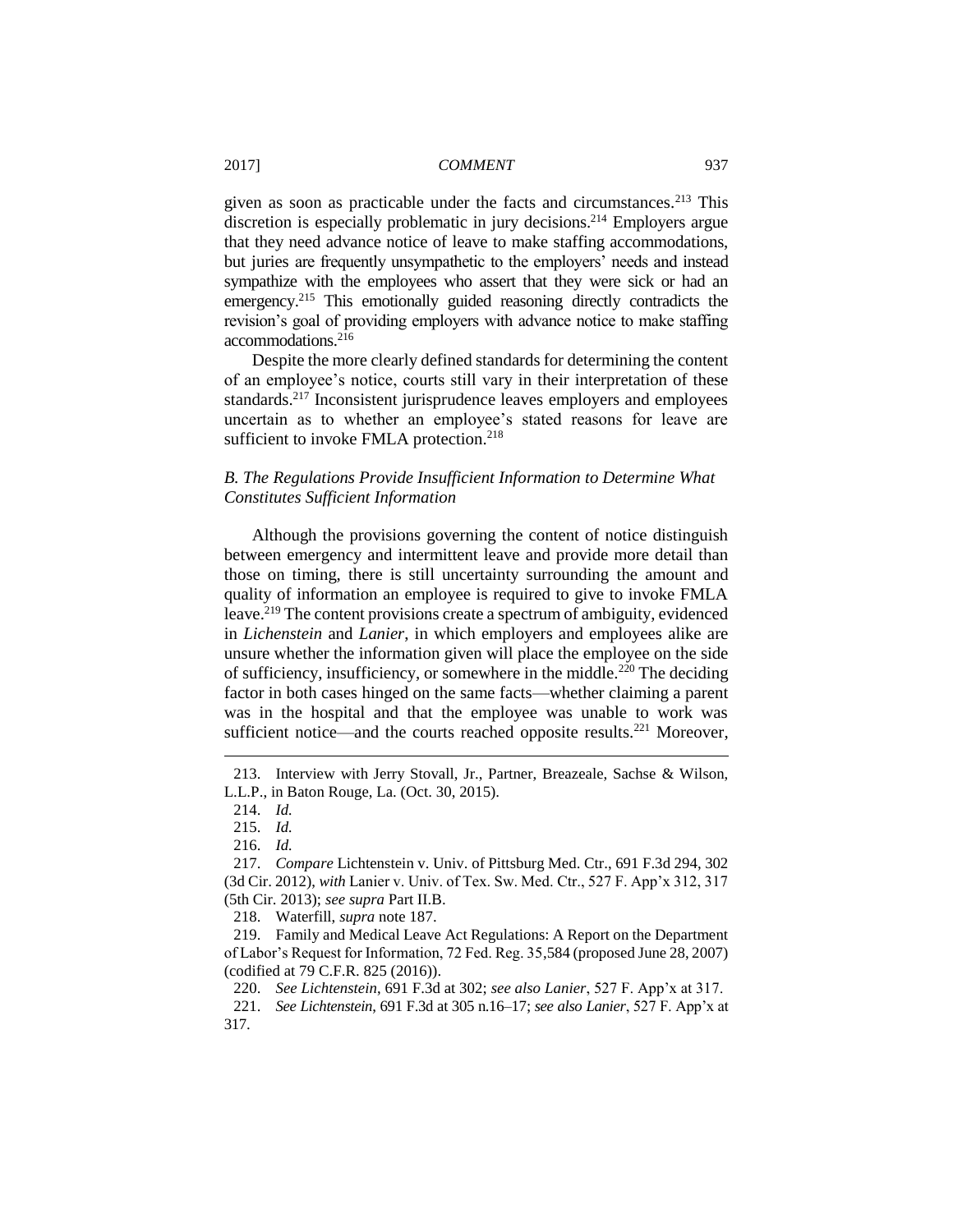given as soon as practicable under the facts and circumstances.[213] This discretion is especially problematic in jury decisions.[214] Employers argue that they need advance notice of leave to make staffing accommodations, but juries are frequently unsympathetic to the employers' needs and instead sympathize with the employees who assert that they were sick or had an emergency.[215] This emotionally guided reasoning directly contradicts the revision's goal of providing employers with advance notice to make staffing accommodations.[216]

Despite the more clearly defined standards for determining the content of an employee's notice, courts still vary in their interpretation of these standards.[217] Inconsistent jurisprudence leaves employers and employees uncertain as to whether an employee's stated reasons for leave are sufficient to invoke FMLA protection.[218]

### *B. The Regulations Provide Insufficient Information to Determine What Constitutes Sufficient Information*

Although the provisions governing the content of notice distinguish between emergency and intermittent leave and provide more detail than those on timing, there is still uncertainty surrounding the amount and quality of information an employee is required to give to invoke FMLA leave.[219] The content provisions create a spectrum of ambiguity, evidenced in *Lichenstein* and *Lanier*, in which employers and employees alike are unsure whether the information given will place the employee on the side of sufficiency, insufficiency, or somewhere in the middle.[220] The deciding factor in both cases hinged on the same facts—whether claiming a parent was in the hospital and that the employee was unable to work was sufficient notice—and the courts reached opposite results.[221] Moreover,

---

213. Interview with Jerry Stovall, Jr., Partner, Breazeale, Sachse & Wilson, L.L.P., in Baton Rouge, La. (Oct. 30, 2015).

214. *Id.*

215. *Id.*

216. *Id.*

217. *Compare* Lichtenstein v. Univ. of Pittsburg Med. Ctr., 691 F.3d 294, 302 (3d Cir. 2012), *with* Lanier v. Univ. of Tex. Sw. Med. Ctr., 527 F. App'x 312, 317 (5th Cir. 2013); *see supra* Part II.B.

218. Waterfill, *supra* note 187.

219. Family and Medical Leave Act Regulations: A Report on the Department of Labor's Request for Information, 72 Fed. Reg. 35,584 (proposed June 28, 2007) (codified at 79 C.F.R. 825 (2016)).

220. *See Lichtenstein*, 691 F.3d at 302; *see also Lanier*, 527 F. App'x at 317.

221. *See Lichtenstein*, 691 F.3d at 305 n.16–17; *see also Lanier*, 527 F. App'x at 317.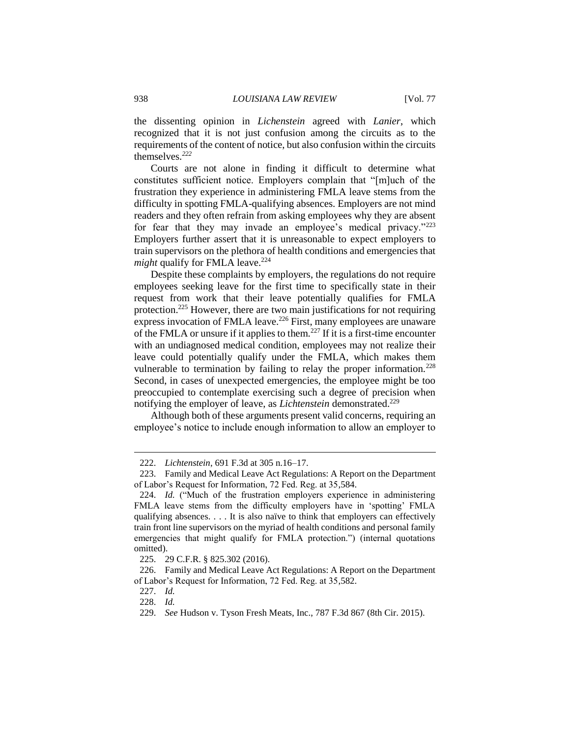the dissenting opinion in *Lichenstein* agreed with *Lanier*, which recognized that it is not just confusion among the circuits as to the requirements of the content of notice, but also confusion within the circuits themselves.[222]

Courts are not alone in finding it difficult to determine what constitutes sufficient notice. Employers complain that "[m]uch of the frustration they experience in administering FMLA leave stems from the difficulty in spotting FMLA-qualifying absences. Employers are not mind readers and they often refrain from asking employees why they are absent for fear that they may invade an employee's medical privacy."[223] Employers further assert that it is unreasonable to expect employers to train supervisors on the plethora of health conditions and emergencies that *might* qualify for FMLA leave.[224]

Despite these complaints by employers, the regulations do not require employees seeking leave for the first time to specifically state in their request from work that their leave potentially qualifies for FMLA protection.[225] However, there are two main justifications for not requiring express invocation of FMLA leave.[226] First, many employees are unaware of the FMLA or unsure if it applies to them.[227] If it is a first-time encounter with an undiagnosed medical condition, employees may not realize their leave could potentially qualify under the FMLA, which makes them vulnerable to termination by failing to relay the proper information.[228] Second, in cases of unexpected emergencies, the employee might be too preoccupied to contemplate exercising such a degree of precision when notifying the employer of leave, as *Lichtenstein* demonstrated.[229]

Although both of these arguments present valid concerns, requiring an employee's notice to include enough information to allow an employer to

---

222. *Lichtenstein*, 691 F.3d at 305 n.16–17.

223. Family and Medical Leave Act Regulations: A Report on the Department of Labor's Request for Information, 72 Fed. Reg. at 35,584.

224. *Id.* ("Much of the frustration employers experience in administering FMLA leave stems from the difficulty employers have in 'spotting' FMLA qualifying absences. . . . It is also naïve to think that employers can effectively train front line supervisors on the myriad of health conditions and personal family emergencies that might qualify for FMLA protection.") (internal quotations omitted).

225. 29 C.F.R. § 825.302 (2016).

226. Family and Medical Leave Act Regulations: A Report on the Department of Labor's Request for Information, 72 Fed. Reg. at 35,582.

227. *Id.*

228. *Id.*

229. *See* Hudson v. Tyson Fresh Meats, Inc., 787 F.3d 867 (8th Cir. 2015).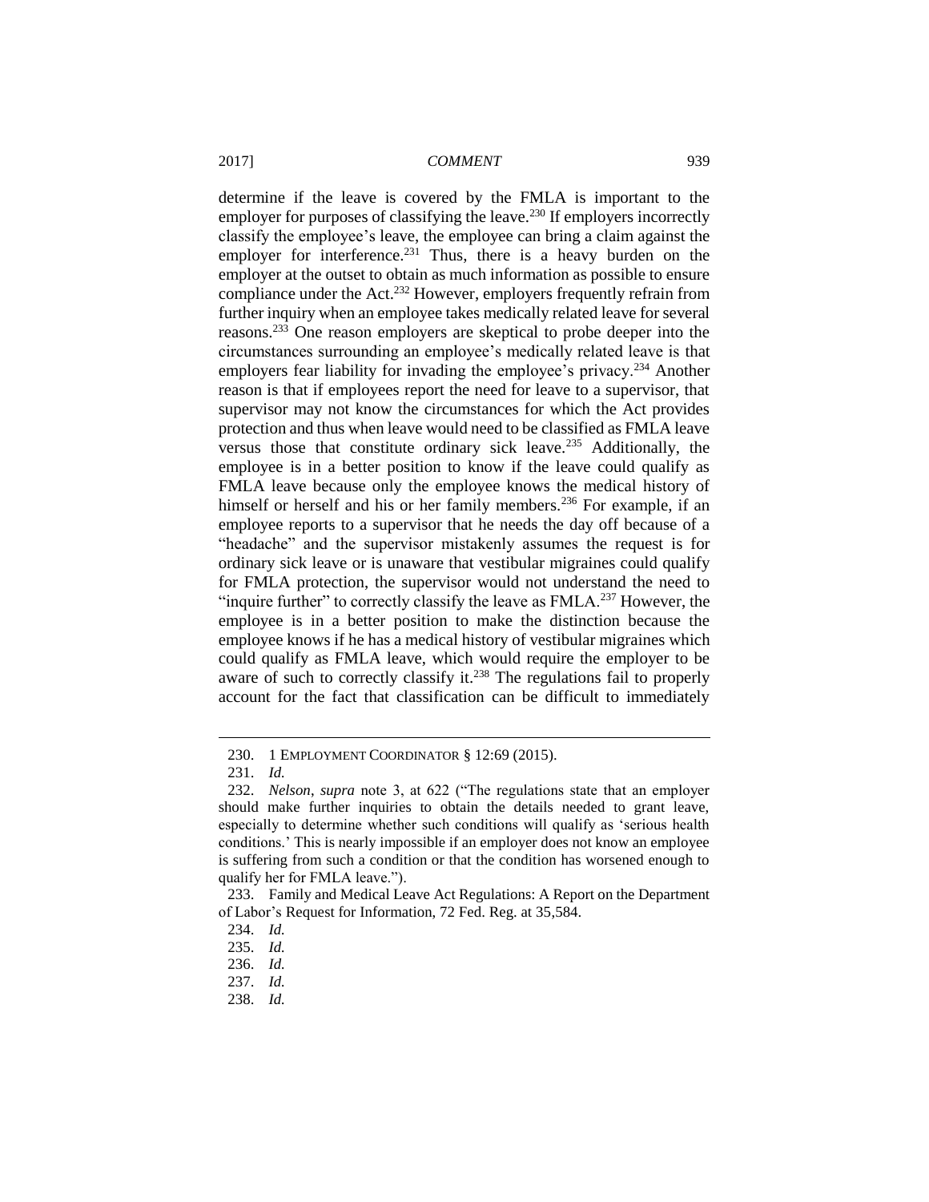determine if the leave is covered by the FMLA is important to the employer for purposes of classifying the leave.[230] If employers incorrectly classify the employee's leave, the employee can bring a claim against the employer for interference.[231] Thus, there is a heavy burden on the employer at the outset to obtain as much information as possible to ensure compliance under the Act.[232] However, employers frequently refrain from further inquiry when an employee takes medically related leave for several reasons.[233] One reason employers are skeptical to probe deeper into the circumstances surrounding an employee's medically related leave is that employers fear liability for invading the employee's privacy.[234] Another reason is that if employees report the need for leave to a supervisor, that supervisor may not know the circumstances for which the Act provides protection and thus when leave would need to be classified as FMLA leave versus those that constitute ordinary sick leave.[235] Additionally, the employee is in a better position to know if the leave could qualify as FMLA leave because only the employee knows the medical history of himself or herself and his or her family members.[236] For example, if an employee reports to a supervisor that he needs the day off because of a "headache" and the supervisor mistakenly assumes the request is for ordinary sick leave or is unaware that vestibular migraines could qualify for FMLA protection, the supervisor would not understand the need to "inquire further" to correctly classify the leave as FMLA.[237] However, the employee is in a better position to make the distinction because the employee knows if he has a medical history of vestibular migraines which could qualify as FMLA leave, which would require the employer to be aware of such to correctly classify it.[238] The regulations fail to properly account for the fact that classification can be difficult to immediately

---

230. 1 EMPLOYMENT COORDINATOR § 12:69 (2015).

231. *Id.*

232. *Nelson*, *supra* note 3, at 622 ("The regulations state that an employer should make further inquiries to obtain the details needed to grant leave, especially to determine whether such conditions will qualify as 'serious health conditions.' This is nearly impossible if an employer does not know an employee is suffering from such a condition or that the condition has worsened enough to qualify her for FMLA leave.").

233. Family and Medical Leave Act Regulations: A Report on the Department of Labor's Request for Information, 72 Fed. Reg. at 35,584.

234. *Id.*

235. *Id.*

236. *Id.*

237. *Id.*

238. *Id.*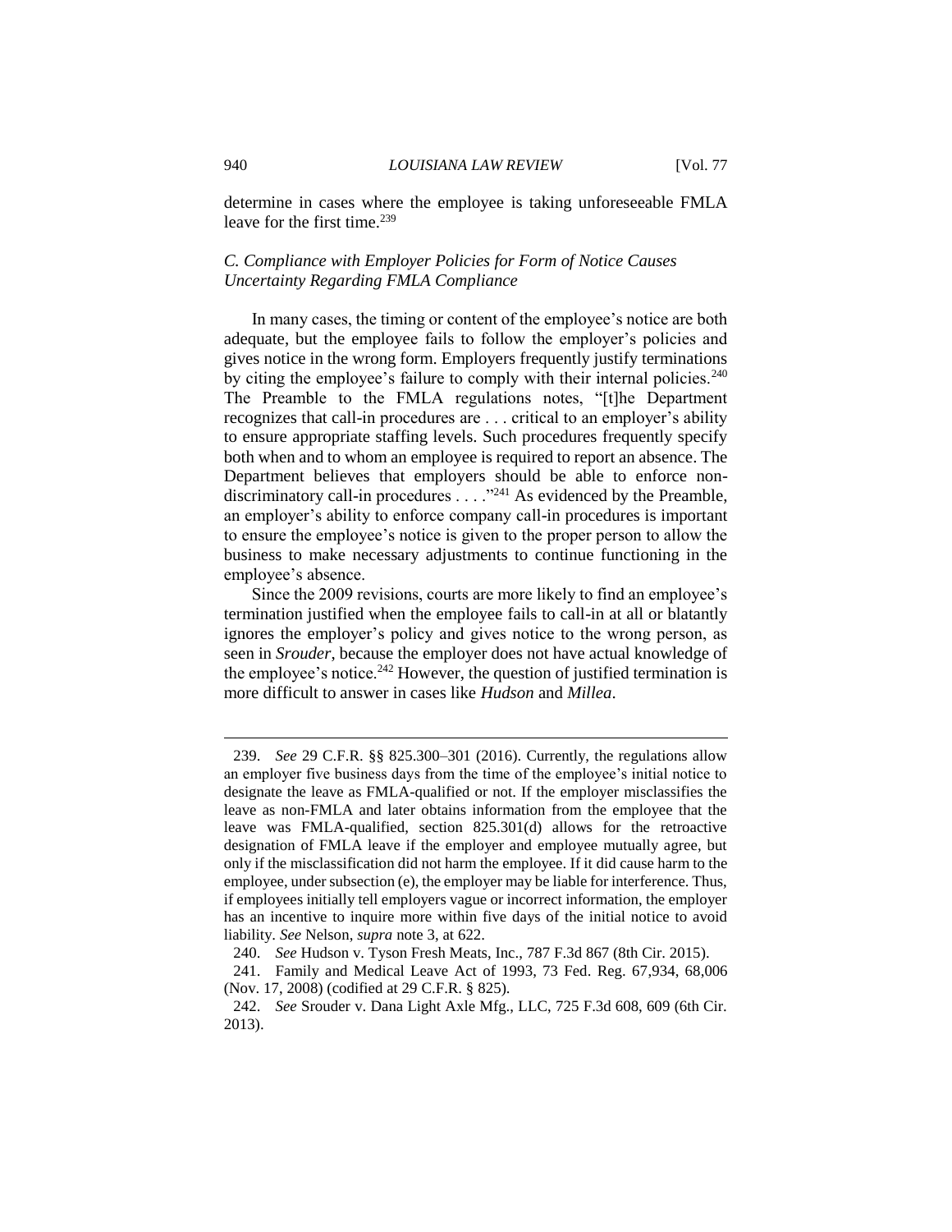determine in cases where the employee is taking unforeseeable FMLA leave for the first time.[239]

### *C. Compliance with Employer Policies for Form of Notice Causes Uncertainty Regarding FMLA Compliance*

In many cases, the timing or content of the employee's notice are both adequate, but the employee fails to follow the employer's policies and gives notice in the wrong form. Employers frequently justify terminations by citing the employee's failure to comply with their internal policies.[240] The Preamble to the FMLA regulations notes, "[t]he Department recognizes that call-in procedures are . . . critical to an employer's ability to ensure appropriate staffing levels. Such procedures frequently specify both when and to whom an employee is required to report an absence. The Department believes that employers should be able to enforce non-discriminatory call-in procedures . . . ."[241] As evidenced by the Preamble, an employer's ability to enforce company call-in procedures is important to ensure the employee's notice is given to the proper person to allow the business to make necessary adjustments to continue functioning in the employee's absence.

Since the 2009 revisions, courts are more likely to find an employee's termination justified when the employee fails to call-in at all or blatantly ignores the employer's policy and gives notice to the wrong person, as seen in *Srouder*, because the employer does not have actual knowledge of the employee's notice.[242] However, the question of justified termination is more difficult to answer in cases like *Hudson* and *Millea*.

---

239. *See* 29 C.F.R. §§ 825.300–301 (2016). Currently, the regulations allow an employer five business days from the time of the employee's initial notice to designate the leave as FMLA-qualified or not. If the employer misclassifies the leave as non-FMLA and later obtains information from the employee that the leave was FMLA-qualified, section 825.301(d) allows for the retroactive designation of FMLA leave if the employer and employee mutually agree, but only if the misclassification did not harm the employee. If it did cause harm to the employee, under subsection (e), the employer may be liable for interference. Thus, if employees initially tell employers vague or incorrect information, the employer has an incentive to inquire more within five days of the initial notice to avoid liability. *See* Nelson, *supra* note 3, at 622.

240. *See* Hudson v. Tyson Fresh Meats, Inc., 787 F.3d 867 (8th Cir. 2015).

241. Family and Medical Leave Act of 1993, 73 Fed. Reg. 67,934, 68,006 (Nov. 17, 2008) (codified at 29 C.F.R. § 825).

242. *See* Srouder v. Dana Light Axle Mfg., LLC, 725 F.3d 608, 609 (6th Cir. 2013).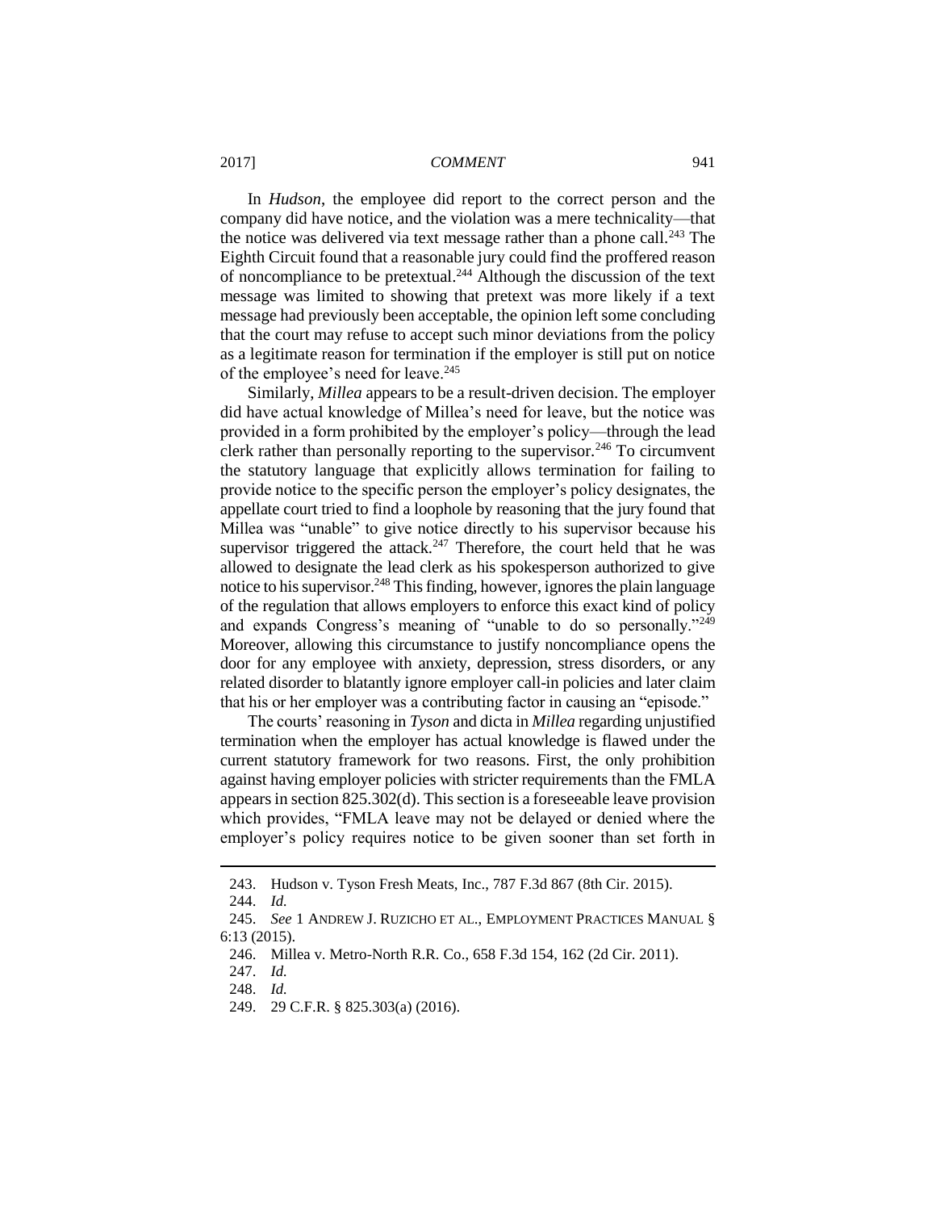In *Hudson*, the employee did report to the correct person and the company did have notice, and the violation was a mere technicality—that the notice was delivered via text message rather than a phone call.[243] The Eighth Circuit found that a reasonable jury could find the proffered reason of noncompliance to be pretextual.[244] Although the discussion of the text message was limited to showing that pretext was more likely if a text message had previously been acceptable, the opinion left some concluding that the court may refuse to accept such minor deviations from the policy as a legitimate reason for termination if the employer is still put on notice of the employee's need for leave.[245]

Similarly, *Millea* appears to be a result-driven decision. The employer did have actual knowledge of Millea's need for leave, but the notice was provided in a form prohibited by the employer's policy—through the lead clerk rather than personally reporting to the supervisor.[246] To circumvent the statutory language that explicitly allows termination for failing to provide notice to the specific person the employer's policy designates, the appellate court tried to find a loophole by reasoning that the jury found that Millea was "unable" to give notice directly to his supervisor because his supervisor triggered the attack.[247] Therefore, the court held that he was allowed to designate the lead clerk as his spokesperson authorized to give notice to his supervisor.[248] This finding, however, ignores the plain language of the regulation that allows employers to enforce this exact kind of policy and expands Congress's meaning of "unable to do so personally."[249] Moreover, allowing this circumstance to justify noncompliance opens the door for any employee with anxiety, depression, stress disorders, or any related disorder to blatantly ignore employer call-in policies and later claim that his or her employer was a contributing factor in causing an "episode."

The courts' reasoning in *Tyson* and dicta in *Millea* regarding unjustified termination when the employer has actual knowledge is flawed under the current statutory framework for two reasons. First, the only prohibition against having employer policies with stricter requirements than the FMLA appears in section 825.302(d). This section is a foreseeable leave provision which provides, "FMLA leave may not be delayed or denied where the employer's policy requires notice to be given sooner than set forth in

---

243. Hudson v. Tyson Fresh Meats, Inc., 787 F.3d 867 (8th Cir. 2015).

244. *Id.*

245. *See* 1 ANDREW J. RUZICHO ET AL., EMPLOYMENT PRACTICES MANUAL § 6:13 (2015).

246. Millea v. Metro-North R.R. Co., 658 F.3d 154, 162 (2d Cir. 2011).

247. *Id.*

248. *Id.*

249. 29 C.F.R. § 825.303(a) (2016).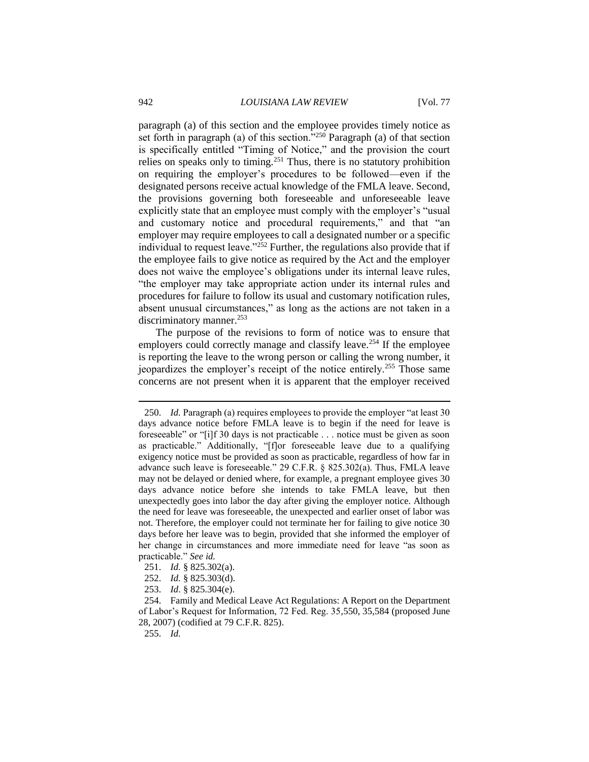paragraph (a) of this section and the employee provides timely notice as set forth in paragraph (a) of this section."[250] Paragraph (a) of that section is specifically entitled "Timing of Notice," and the provision the court relies on speaks only to timing.[251] Thus, there is no statutory prohibition on requiring the employer's procedures to be followed—even if the designated persons receive actual knowledge of the FMLA leave. Second, the provisions governing both foreseeable and unforeseeable leave explicitly state that an employee must comply with the employer's "usual and customary notice and procedural requirements," and that "an employer may require employees to call a designated number or a specific individual to request leave."[252] Further, the regulations also provide that if the employee fails to give notice as required by the Act and the employer does not waive the employee's obligations under its internal leave rules, "the employer may take appropriate action under its internal rules and procedures for failure to follow its usual and customary notification rules, absent unusual circumstances," as long as the actions are not taken in a discriminatory manner.[253]

The purpose of the revisions to form of notice was to ensure that employers could correctly manage and classify leave.[254] If the employee is reporting the leave to the wrong person or calling the wrong number, it jeopardizes the employer's receipt of the notice entirely.[255] Those same concerns are not present when it is apparent that the employer received

---

250. *Id.* Paragraph (a) requires employees to provide the employer "at least 30 days advance notice before FMLA leave is to begin if the need for leave is foreseeable" or "[i]f 30 days is not practicable . . . notice must be given as soon as practicable." Additionally, "[f]or foreseeable leave due to a qualifying exigency notice must be provided as soon as practicable, regardless of how far in advance such leave is foreseeable." 29 C.F.R. § 825.302(a). Thus, FMLA leave may not be delayed or denied where, for example, a pregnant employee gives 30 days advance notice before she intends to take FMLA leave, but then unexpectedly goes into labor the day after giving the employer notice. Although the need for leave was foreseeable, the unexpected and earlier onset of labor was not. Therefore, the employer could not terminate her for failing to give notice 30 days before her leave was to begin, provided that she informed the employer of her change in circumstances and more immediate need for leave "as soon as practicable." *See id.*

251. *Id.* § 825.302(a).

252. *Id.* § 825.303(d).

253. *Id*. § 825.304(e).

254. Family and Medical Leave Act Regulations: A Report on the Department of Labor's Request for Information, 72 Fed. Reg. 35,550, 35,584 (proposed June 28, 2007) (codified at 79 C.F.R. 825).

255. *Id.*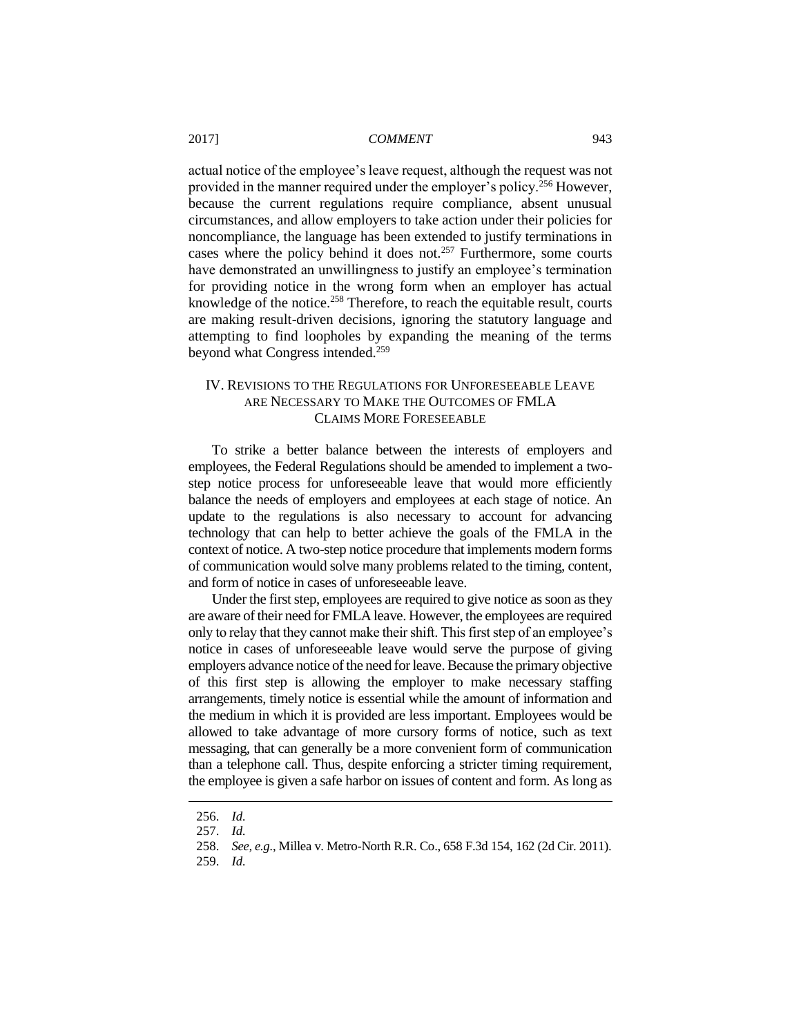actual notice of the employee's leave request, although the request was not provided in the manner required under the employer's policy.[256] However, because the current regulations require compliance, absent unusual circumstances, and allow employers to take action under their policies for noncompliance, the language has been extended to justify terminations in cases where the policy behind it does not.[257] Furthermore, some courts have demonstrated an unwillingness to justify an employee's termination for providing notice in the wrong form when an employer has actual knowledge of the notice.[258] Therefore, to reach the equitable result, courts are making result-driven decisions, ignoring the statutory language and attempting to find loopholes by expanding the meaning of the terms beyond what Congress intended.[259]

## IV. REVISIONS TO THE REGULATIONS FOR UNFORESEEABLE LEAVE ARE NECESSARY TO MAKE THE OUTCOMES OF FMLA CLAIMS MORE FORESEEABLE

To strike a better balance between the interests of employers and employees, the Federal Regulations should be amended to implement a two-step notice process for unforeseeable leave that would more efficiently balance the needs of employers and employees at each stage of notice. An update to the regulations is also necessary to account for advancing technology that can help to better achieve the goals of the FMLA in the context of notice. A two-step notice procedure that implements modern forms of communication would solve many problems related to the timing, content, and form of notice in cases of unforeseeable leave.

Under the first step, employees are required to give notice as soon as they are aware of their need for FMLA leave. However, the employees are required only to relay that they cannot make their shift. This first step of an employee's notice in cases of unforeseeable leave would serve the purpose of giving employers advance notice of the need for leave. Because the primary objective of this first step is allowing the employer to make necessary staffing arrangements, timely notice is essential while the amount of information and the medium in which it is provided are less important. Employees would be allowed to take advantage of more cursory forms of notice, such as text messaging, that can generally be a more convenient form of communication than a telephone call. Thus, despite enforcing a stricter timing requirement, the employee is given a safe harbor on issues of content and form. As long as

256. *Id.*

257. *Id.*

258. *See, e.g.*, Millea v. Metro-North R.R. Co., 658 F.3d 154, 162 (2d Cir. 2011).

259. *Id.*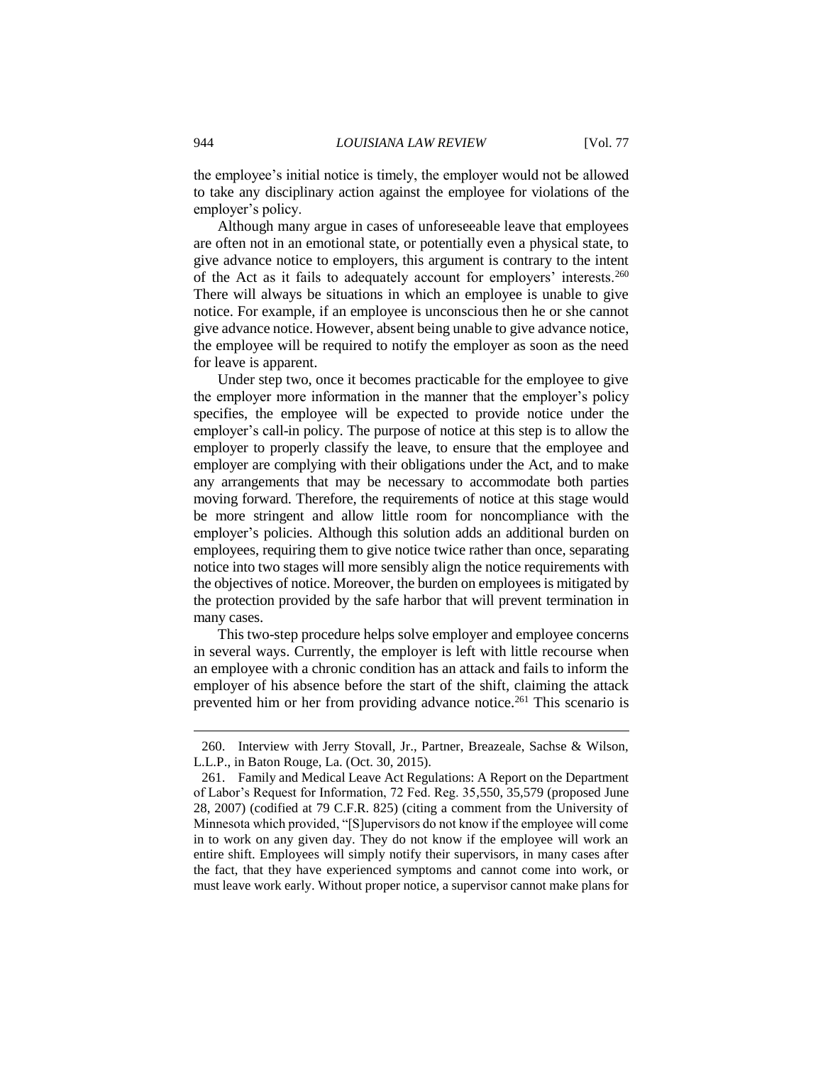the employee's initial notice is timely, the employer would not be allowed to take any disciplinary action against the employee for violations of the employer's policy.

Although many argue in cases of unforeseeable leave that employees are often not in an emotional state, or potentially even a physical state, to give advance notice to employers, this argument is contrary to the intent of the Act as it fails to adequately account for employers' interests.[260] There will always be situations in which an employee is unable to give notice. For example, if an employee is unconscious then he or she cannot give advance notice. However, absent being unable to give advance notice, the employee will be required to notify the employer as soon as the need for leave is apparent.

Under step two, once it becomes practicable for the employee to give the employer more information in the manner that the employer's policy specifies, the employee will be expected to provide notice under the employer's call-in policy. The purpose of notice at this step is to allow the employer to properly classify the leave, to ensure that the employee and employer are complying with their obligations under the Act, and to make any arrangements that may be necessary to accommodate both parties moving forward. Therefore, the requirements of notice at this stage would be more stringent and allow little room for noncompliance with the employer's policies. Although this solution adds an additional burden on employees, requiring them to give notice twice rather than once, separating notice into two stages will more sensibly align the notice requirements with the objectives of notice. Moreover, the burden on employees is mitigated by the protection provided by the safe harbor that will prevent termination in many cases.

This two-step procedure helps solve employer and employee concerns in several ways. Currently, the employer is left with little recourse when an employee with a chronic condition has an attack and fails to inform the employer of his absence before the start of the shift, claiming the attack prevented him or her from providing advance notice.[261] This scenario is

---

260. Interview with Jerry Stovall, Jr., Partner, Breazeale, Sachse & Wilson, L.L.P., in Baton Rouge, La. (Oct. 30, 2015).

261. Family and Medical Leave Act Regulations: A Report on the Department of Labor's Request for Information, 72 Fed. Reg. 35,550, 35,579 (proposed June 28, 2007) (codified at 79 C.F.R. 825) (citing a comment from the University of Minnesota which provided, "[S]upervisors do not know if the employee will come in to work on any given day. They do not know if the employee will work an entire shift. Employees will simply notify their supervisors, in many cases after the fact, that they have experienced symptoms and cannot come into work, or must leave work early. Without proper notice, a supervisor cannot make plans for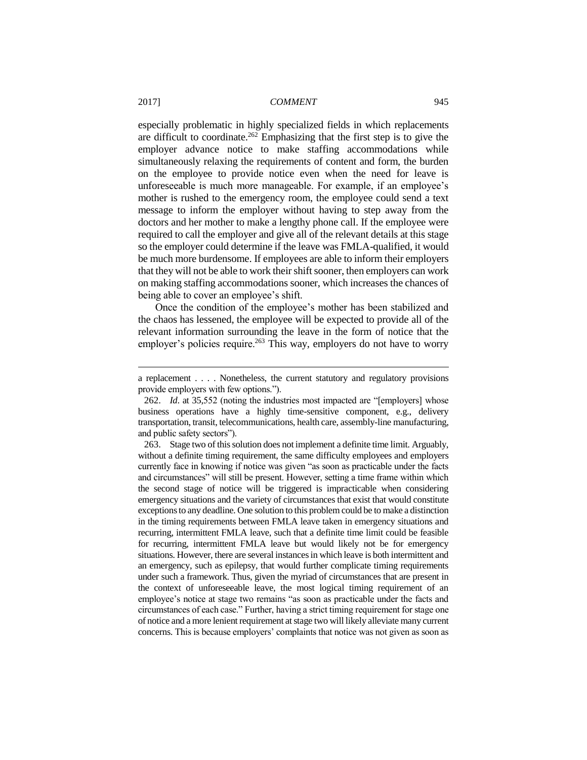especially problematic in highly specialized fields in which replacements are difficult to coordinate.[262] Emphasizing that the first step is to give the employer advance notice to make staffing accommodations while simultaneously relaxing the requirements of content and form, the burden on the employee to provide notice even when the need for leave is unforeseeable is much more manageable. For example, if an employee's mother is rushed to the emergency room, the employee could send a text message to inform the employer without having to step away from the doctors and her mother to make a lengthy phone call. If the employee were required to call the employer and give all of the relevant details at this stage so the employer could determine if the leave was FMLA-qualified, it would be much more burdensome. If employees are able to inform their employers that they will not be able to work their shift sooner, then employers can work on making staffing accommodations sooner, which increases the chances of being able to cover an employee's shift.

Once the condition of the employee's mother has been stabilized and the chaos has lessened, the employee will be expected to provide all of the relevant information surrounding the leave in the form of notice that the employer's policies require.[263] This way, employers do not have to worry

---

a replacement . . . . Nonetheless, the current statutory and regulatory provisions provide employers with few options.").

262. *Id*. at 35,552 (noting the industries most impacted are "[employers] whose business operations have a highly time-sensitive component, e.g., delivery transportation, transit, telecommunications, health care, assembly-line manufacturing, and public safety sectors").

263. Stage two of this solution does not implement a definite time limit. Arguably, without a definite timing requirement, the same difficulty employees and employers currently face in knowing if notice was given "as soon as practicable under the facts and circumstances" will still be present. However, setting a time frame within which the second stage of notice will be triggered is impracticable when considering emergency situations and the variety of circumstances that exist that would constitute exceptions to any deadline. One solution to this problem could be to make a distinction in the timing requirements between FMLA leave taken in emergency situations and recurring, intermittent FMLA leave, such that a definite time limit could be feasible for recurring, intermittent FMLA leave but would likely not be for emergency situations. However, there are several instances in which leave is both intermittent and an emergency, such as epilepsy, that would further complicate timing requirements under such a framework. Thus, given the myriad of circumstances that are present in the context of unforeseeable leave, the most logical timing requirement of an employee's notice at stage two remains "as soon as practicable under the facts and circumstances of each case." Further, having a strict timing requirement for stage one of notice and a more lenient requirement at stage two will likely alleviate many current concerns. This is because employers' complaints that notice was not given as soon as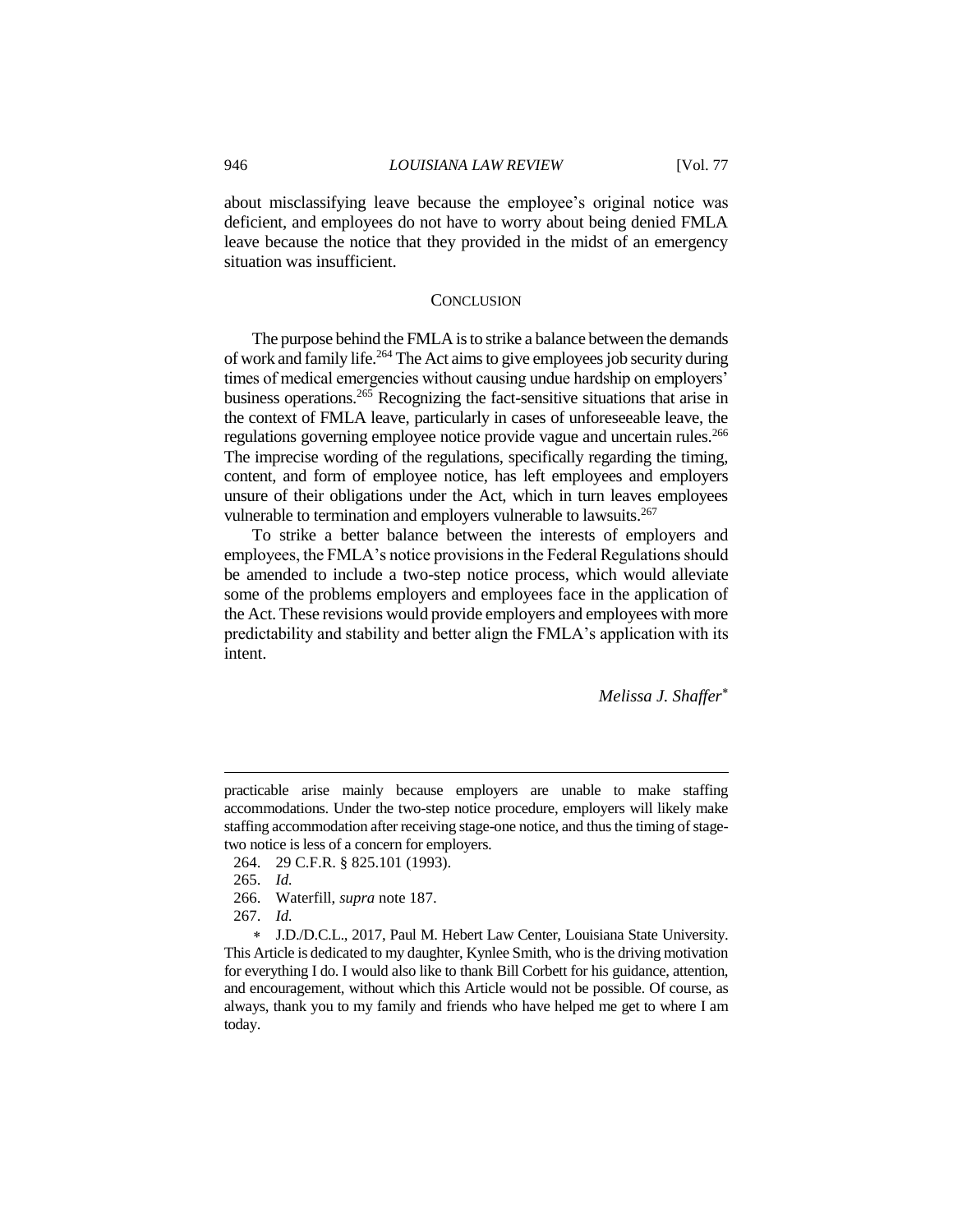about misclassifying leave because the employee's original notice was deficient, and employees do not have to worry about being denied FMLA leave because the notice that they provided in the midst of an emergency situation was insufficient.

## CONCLUSION

The purpose behind the FMLA is to strike a balance between the demands of work and family life.[264] The Act aims to give employees job security during times of medical emergencies without causing undue hardship on employers' business operations.[265] Recognizing the fact-sensitive situations that arise in the context of FMLA leave, particularly in cases of unforeseeable leave, the regulations governing employee notice provide vague and uncertain rules.[266] The imprecise wording of the regulations, specifically regarding the timing, content, and form of employee notice, has left employees and employers unsure of their obligations under the Act, which in turn leaves employees vulnerable to termination and employers vulnerable to lawsuits.[267]

To strike a better balance between the interests of employers and employees, the FMLA's notice provisions in the Federal Regulations should be amended to include a two-step notice process, which would alleviate some of the problems employers and employees face in the application of the Act. These revisions would provide employers and employees with more predictability and stability and better align the FMLA's application with its intent.

*Melissa J. Shaffer*[*]

---

practicable arise mainly because employers are unable to make staffing accommodations. Under the two-step notice procedure, employers will likely make staffing accommodation after receiving stage-one notice, and thus the timing of stage-two notice is less of a concern for employers.

264. 29 C.F.R. § 825.101 (1993).

265. *Id.*

266. Waterfill, *supra* note 187.

267. *Id.*

\* J.D./D.C.L., 2017, Paul M. Hebert Law Center, Louisiana State University. This Article is dedicated to my daughter, Kynlee Smith, who is the driving motivation for everything I do. I would also like to thank Bill Corbett for his guidance, attention, and encouragement, without which this Article would not be possible. Of course, as always, thank you to my family and friends who have helped me get to where I am today.